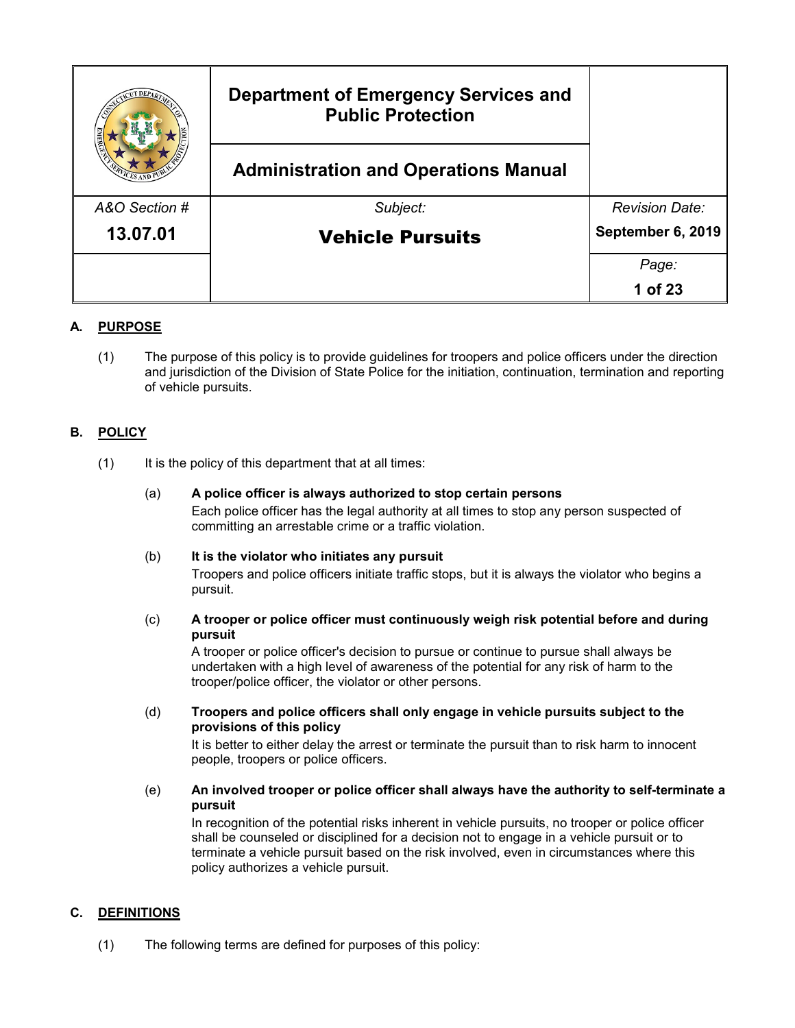| | Department of Emergency Services and Public Protection | |
|---|---|---|
| | **Administration and Operations Manual** | |
| *A&O Section #* | *Subject:* | *Revision Date:* |
| **13.07.01** | **Vehicle Pursuits** | **September 6, 2019** |

## A. PURPOSE

(1) The purpose of this policy is to provide guidelines for troopers and police officers under the direction and jurisdiction of the Division of State Police for the initiation, continuation, termination and reporting of vehicle pursuits.

## B. POLICY

(1) It is the policy of this department that at all times:

(a) **A police officer is always authorized to stop certain persons**
Each police officer has the legal authority at all times to stop any person suspected of committing an arrestable crime or a traffic violation.

(b) **It is the violator who initiates any pursuit**
Troopers and police officers initiate traffic stops, but it is always the violator who begins a pursuit.

(c) **A trooper or police officer must continuously weigh risk potential before and during pursuit**
A trooper or police officer's decision to pursue or continue to pursue shall always be undertaken with a high level of awareness of the potential for any risk of harm to the trooper/police officer, the violator or other persons.

(d) **Troopers and police officers shall only engage in vehicle pursuits subject to the provisions of this policy**
It is better to either delay the arrest or terminate the pursuit than to risk harm to innocent people, troopers or police officers.

(e) **An involved trooper or police officer shall always have the authority to self-terminate a pursuit**
In recognition of the potential risks inherent in vehicle pursuits, no trooper or police officer shall be counseled or disciplined for a decision not to engage in a vehicle pursuit or to terminate a vehicle pursuit based on the risk involved, even in circumstances where this policy authorizes a vehicle pursuit.

## C. DEFINITIONS

(1) The following terms are defined for purposes of this policy: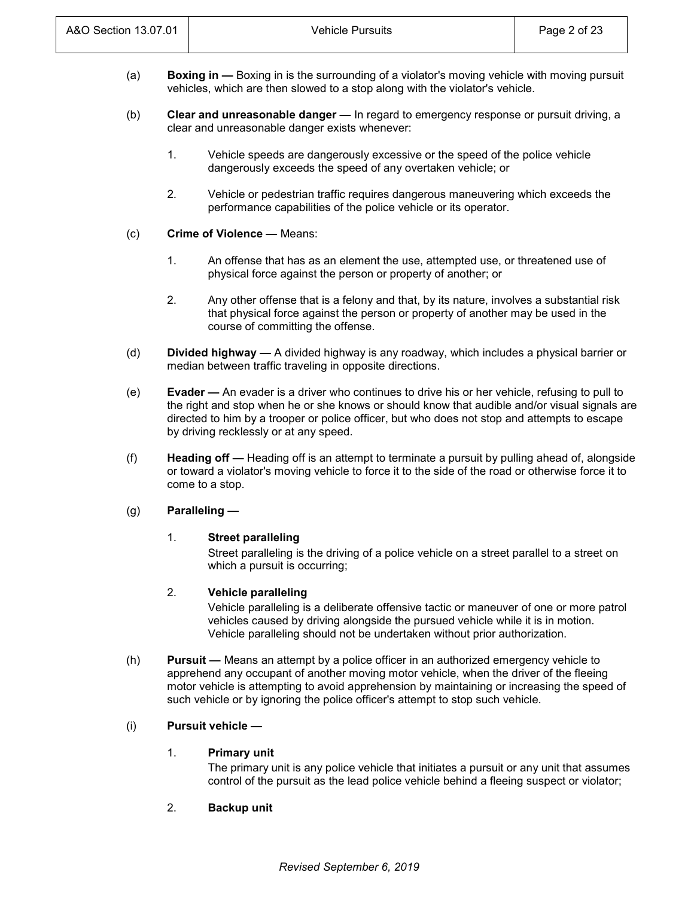(a) **Boxing in —** Boxing in is the surrounding of a violator's moving vehicle with moving pursuit vehicles, which are then slowed to a stop along with the violator's vehicle.

(b) **Clear and unreasonable danger —** In regard to emergency response or pursuit driving, a clear and unreasonable danger exists whenever:

1. Vehicle speeds are dangerously excessive or the speed of the police vehicle dangerously exceeds the speed of any overtaken vehicle; or

2. Vehicle or pedestrian traffic requires dangerous maneuvering which exceeds the performance capabilities of the police vehicle or its operator.

(c) **Crime of Violence —** Means:

1. An offense that has as an element the use, attempted use, or threatened use of physical force against the person or property of another; or

2. Any other offense that is a felony and that, by its nature, involves a substantial risk that physical force against the person or property of another may be used in the course of committing the offense.

(d) **Divided highway —** A divided highway is any roadway, which includes a physical barrier or median between traffic traveling in opposite directions.

(e) **Evader —** An evader is a driver who continues to drive his or her vehicle, refusing to pull to the right and stop when he or she knows or should know that audible and/or visual signals are directed to him by a trooper or police officer, but who does not stop and attempts to escape by driving recklessly or at any speed.

(f) **Heading off —** Heading off is an attempt to terminate a pursuit by pulling ahead of, alongside or toward a violator's moving vehicle to force it to the side of the road or otherwise force it to come to a stop.

(g) **Paralleling —**

1. **Street paralleling**
Street paralleling is the driving of a police vehicle on a street parallel to a street on which a pursuit is occurring;

2. **Vehicle paralleling**
Vehicle paralleling is a deliberate offensive tactic or maneuver of one or more patrol vehicles caused by driving alongside the pursued vehicle while it is in motion. Vehicle paralleling should not be undertaken without prior authorization.

(h) **Pursuit —** Means an attempt by a police officer in an authorized emergency vehicle to apprehend any occupant of another moving motor vehicle, when the driver of the fleeing motor vehicle is attempting to avoid apprehension by maintaining or increasing the speed of such vehicle or by ignoring the police officer's attempt to stop such vehicle.

(i) **Pursuit vehicle —**

1. **Primary unit**
The primary unit is any police vehicle that initiates a pursuit or any unit that assumes control of the pursuit as the lead police vehicle behind a fleeing suspect or violator;

2. **Backup unit**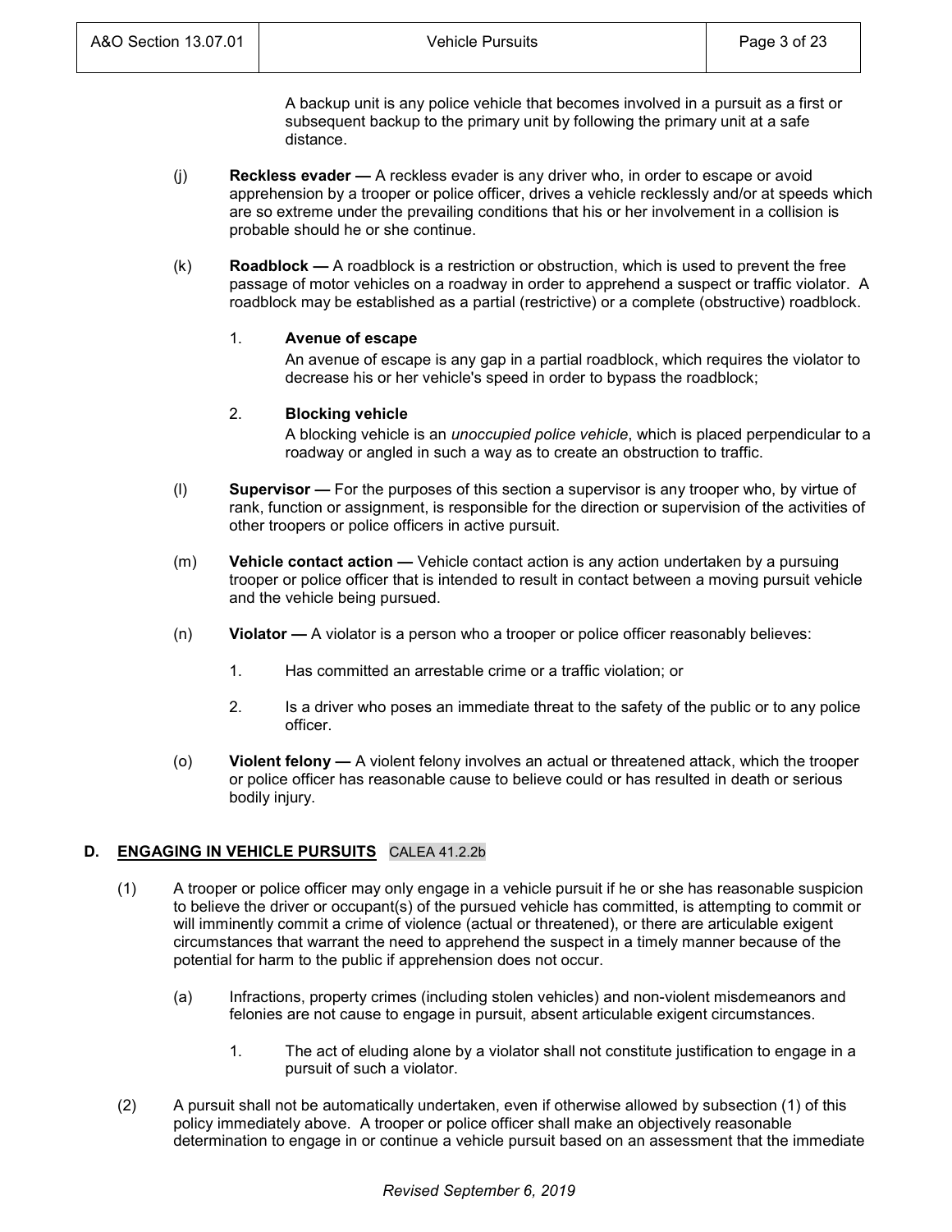A backup unit is any police vehicle that becomes involved in a pursuit as a first or subsequent backup to the primary unit by following the primary unit at a safe distance.

(j) **Reckless evader —** A reckless evader is any driver who, in order to escape or avoid apprehension by a trooper or police officer, drives a vehicle recklessly and/or at speeds which are so extreme under the prevailing conditions that his or her involvement in a collision is probable should he or she continue.

(k) **Roadblock —** A roadblock is a restriction or obstruction, which is used to prevent the free passage of motor vehicles on a roadway in order to apprehend a suspect or traffic violator. A roadblock may be established as a partial (restrictive) or a complete (obstructive) roadblock.

1. **Avenue of escape**
   An avenue of escape is any gap in a partial roadblock, which requires the violator to decrease his or her vehicle's speed in order to bypass the roadblock;

2. **Blocking vehicle**
   A blocking vehicle is an *unoccupied police vehicle*, which is placed perpendicular to a roadway or angled in such a way as to create an obstruction to traffic.

(l) **Supervisor —** For the purposes of this section a supervisor is any trooper who, by virtue of rank, function or assignment, is responsible for the direction or supervision of the activities of other troopers or police officers in active pursuit.

(m) **Vehicle contact action —** Vehicle contact action is any action undertaken by a pursuing trooper or police officer that is intended to result in contact between a moving pursuit vehicle and the vehicle being pursued.

(n) **Violator —** A violator is a person who a trooper or police officer reasonably believes:

1. Has committed an arrestable crime or a traffic violation; or

2. Is a driver who poses an immediate threat to the safety of the public or to any police officer.

(o) **Violent felony —** A violent felony involves an actual or threatened attack, which the trooper or police officer has reasonable cause to believe could or has resulted in death or serious bodily injury.

## D. ENGAGING IN VEHICLE PURSUITS CALEA 41.2.2b

(1) A trooper or police officer may only engage in a vehicle pursuit if he or she has reasonable suspicion to believe the driver or occupant(s) of the pursued vehicle has committed, is attempting to commit or will imminently commit a crime of violence (actual or threatened), or there are articulable exigent circumstances that warrant the need to apprehend the suspect in a timely manner because of the potential for harm to the public if apprehension does not occur.

(a) Infractions, property crimes (including stolen vehicles) and non-violent misdemeanors and felonies are not cause to engage in pursuit, absent articulable exigent circumstances.

1. The act of eluding alone by a violator shall not constitute justification to engage in a pursuit of such a violator.

(2) A pursuit shall not be automatically undertaken, even if otherwise allowed by subsection (1) of this policy immediately above. A trooper or police officer shall make an objectively reasonable determination to engage in or continue a vehicle pursuit based on an assessment that the immediate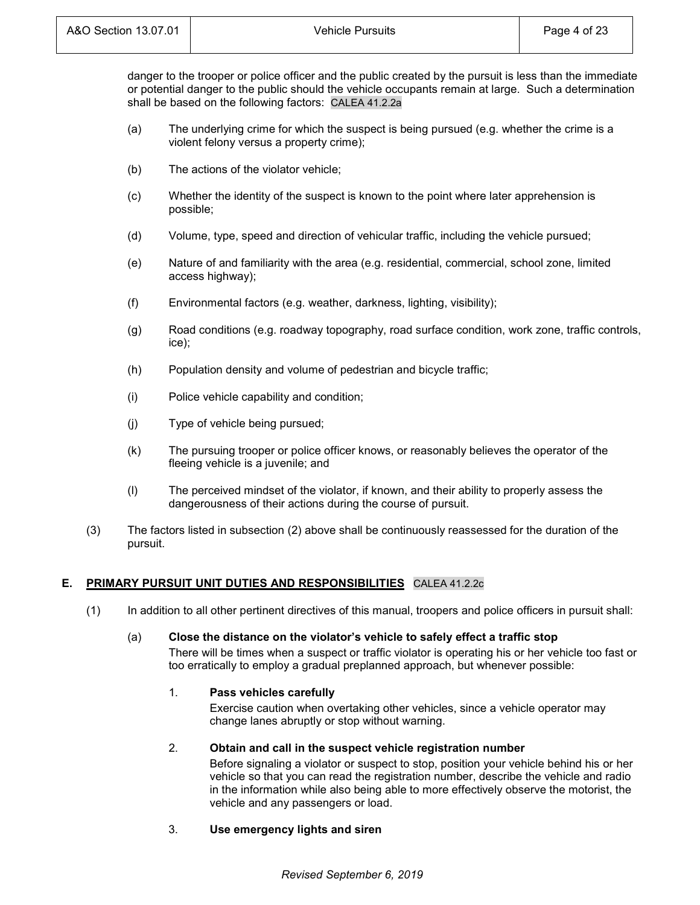danger to the trooper or police officer and the public created by the pursuit is less than the immediate or potential danger to the public should the vehicle occupants remain at large. Such a determination shall be based on the following factors: CALEA 41.2.2a

(a) The underlying crime for which the suspect is being pursued (e.g. whether the crime is a violent felony versus a property crime);

(b) The actions of the violator vehicle;

(c) Whether the identity of the suspect is known to the point where later apprehension is possible;

(d) Volume, type, speed and direction of vehicular traffic, including the vehicle pursued;

(e) Nature of and familiarity with the area (e.g. residential, commercial, school zone, limited access highway);

(f) Environmental factors (e.g. weather, darkness, lighting, visibility);

(g) Road conditions (e.g. roadway topography, road surface condition, work zone, traffic controls, ice);

(h) Population density and volume of pedestrian and bicycle traffic;

(i) Police vehicle capability and condition;

(j) Type of vehicle being pursued;

(k) The pursuing trooper or police officer knows, or reasonably believes the operator of the fleeing vehicle is a juvenile; and

(l) The perceived mindset of the violator, if known, and their ability to properly assess the dangerousness of their actions during the course of pursuit.

(3) The factors listed in subsection (2) above shall be continuously reassessed for the duration of the pursuit.

## E. PRIMARY PURSUIT UNIT DUTIES AND RESPONSIBILITIES CALEA 41.2.2c

(1) In addition to all other pertinent directives of this manual, troopers and police officers in pursuit shall:

(a) **Close the distance on the violator's vehicle to safely effect a traffic stop**

There will be times when a suspect or traffic violator is operating his or her vehicle too fast or too erratically to employ a gradual preplanned approach, but whenever possible:

1. **Pass vehicles carefully**

   Exercise caution when overtaking other vehicles, since a vehicle operator may change lanes abruptly or stop without warning.

2. **Obtain and call in the suspect vehicle registration number**

   Before signaling a violator or suspect to stop, position your vehicle behind his or her vehicle so that you can read the registration number, describe the vehicle and radio in the information while also being able to more effectively observe the motorist, the vehicle and any passengers or load.

3. **Use emergency lights and siren**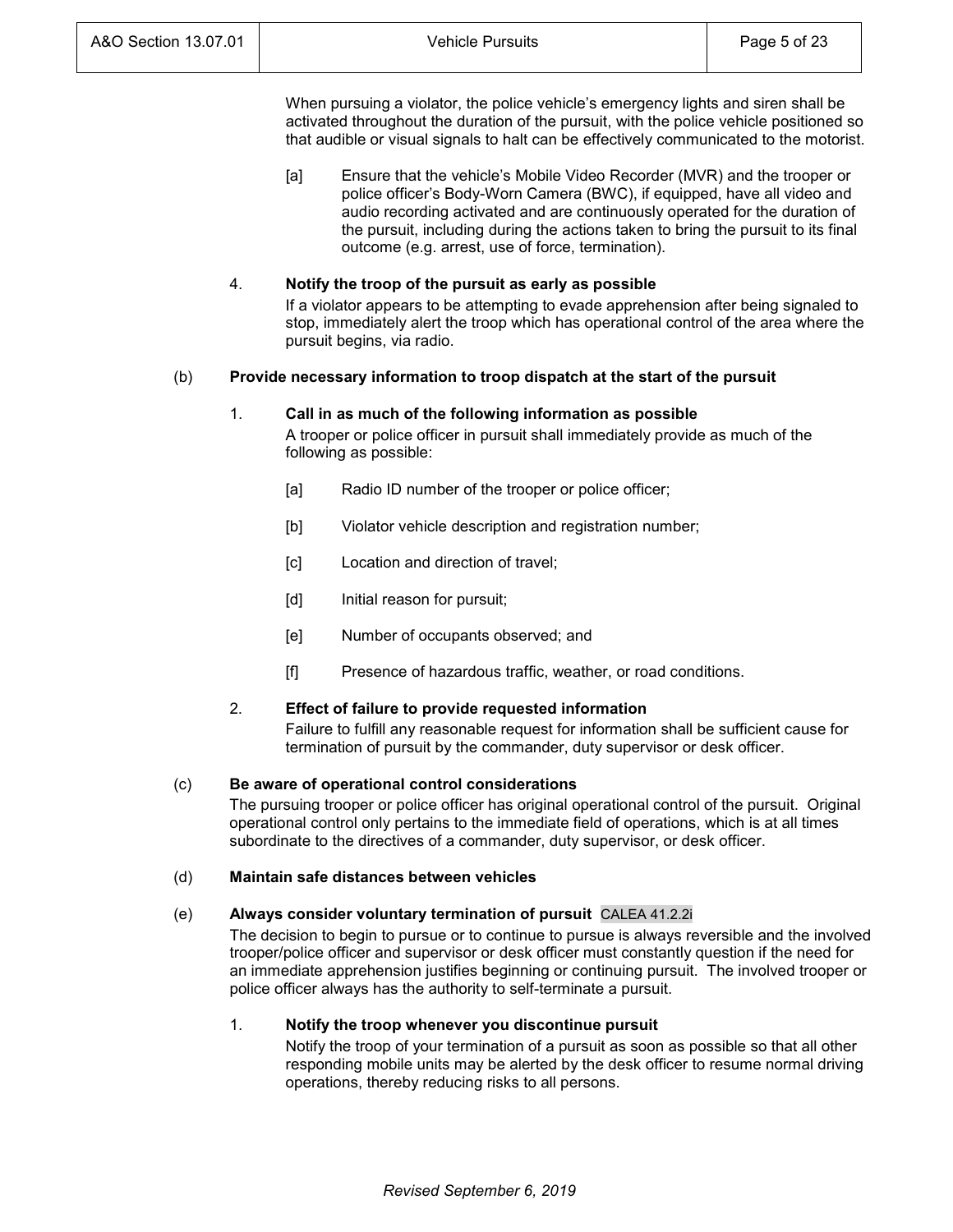When pursuing a violator, the police vehicle's emergency lights and siren shall be activated throughout the duration of the pursuit, with the police vehicle positioned so that audible or visual signals to halt can be effectively communicated to the motorist.

[a] Ensure that the vehicle's Mobile Video Recorder (MVR) and the trooper or police officer's Body-Worn Camera (BWC), if equipped, have all video and audio recording activated and are continuously operated for the duration of the pursuit, including during the actions taken to bring the pursuit to its final outcome (e.g. arrest, use of force, termination).

4. **Notify the troop of the pursuit as early as possible**

If a violator appears to be attempting to evade apprehension after being signaled to stop, immediately alert the troop which has operational control of the area where the pursuit begins, via radio.

(b) **Provide necessary information to troop dispatch at the start of the pursuit**

1. **Call in as much of the following information as possible**

A trooper or police officer in pursuit shall immediately provide as much of the following as possible:

[a] Radio ID number of the trooper or police officer;

[b] Violator vehicle description and registration number;

[c] Location and direction of travel;

[d] Initial reason for pursuit;

[e] Number of occupants observed; and

[f] Presence of hazardous traffic, weather, or road conditions.

2. **Effect of failure to provide requested information**

Failure to fulfill any reasonable request for information shall be sufficient cause for termination of pursuit by the commander, duty supervisor or desk officer.

(c) **Be aware of operational control considerations**

The pursuing trooper or police officer has original operational control of the pursuit. Original operational control only pertains to the immediate field of operations, which is at all times subordinate to the directives of a commander, duty supervisor, or desk officer.

(d) **Maintain safe distances between vehicles**

(e) **Always consider voluntary termination of pursuit** CALEA 41.2.2i

The decision to begin to pursue or to continue to pursue is always reversible and the involved trooper/police officer and supervisor or desk officer must constantly question if the need for an immediate apprehension justifies beginning or continuing pursuit. The involved trooper or police officer always has the authority to self-terminate a pursuit.

1. **Notify the troop whenever you discontinue pursuit**

Notify the troop of your termination of a pursuit as soon as possible so that all other responding mobile units may be alerted by the desk officer to resume normal driving operations, thereby reducing risks to all persons.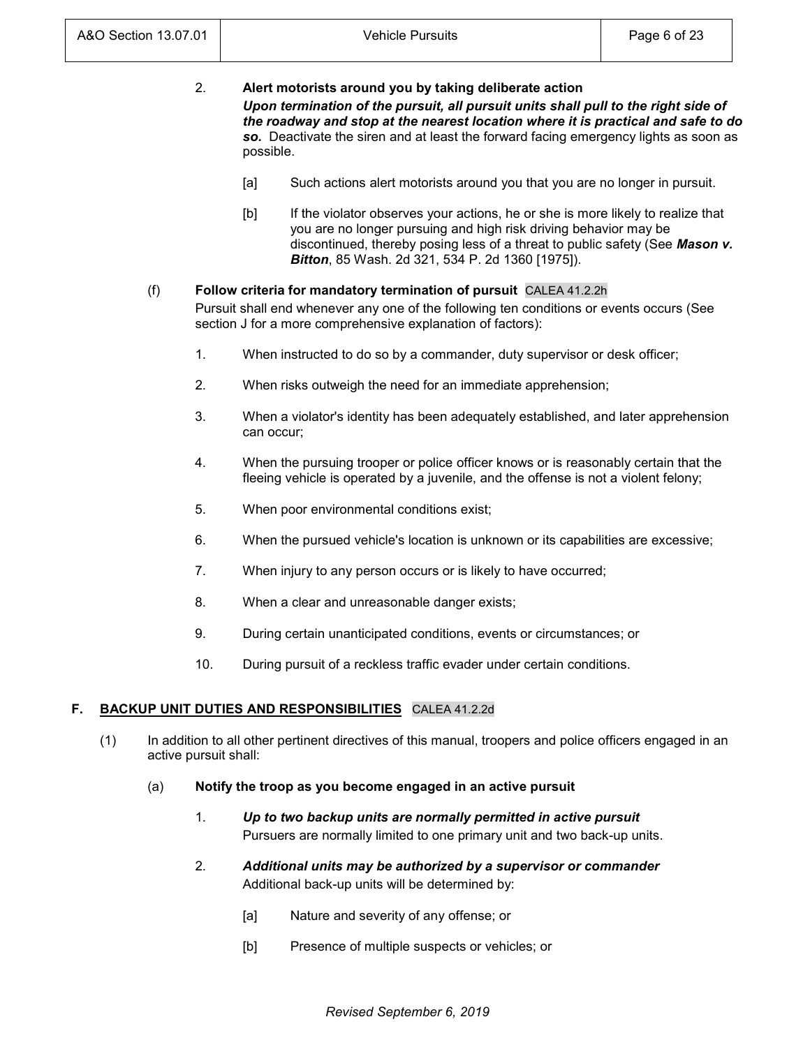2. **Alert motorists around you by taking deliberate action**

   ***Upon termination of the pursuit, all pursuit units shall pull to the right side of the roadway and stop at the nearest location where it is practical and safe to do so.*** Deactivate the siren and at least the forward facing emergency lights as soon as possible.

   [a] Such actions alert motorists around you that you are no longer in pursuit.

   [b] If the violator observes your actions, he or she is more likely to realize that you are no longer pursuing and high risk driving behavior may be discontinued, thereby posing less of a threat to public safety (See ***Mason v. Bitton***, 85 Wash. 2d 321, 534 P. 2d 1360 [1975]).

(f) **Follow criteria for mandatory termination of pursuit** CALEA 41.2.2h

Pursuit shall end whenever any one of the following ten conditions or events occurs (See section J for a more comprehensive explanation of factors):

1. When instructed to do so by a commander, duty supervisor or desk officer;
2. When risks outweigh the need for an immediate apprehension;
3. When a violator's identity has been adequately established, and later apprehension can occur;
4. When the pursuing trooper or police officer knows or is reasonably certain that the fleeing vehicle is operated by a juvenile, and the offense is not a violent felony;
5. When poor environmental conditions exist;
6. When the pursued vehicle's location is unknown or its capabilities are excessive;
7. When injury to any person occurs or is likely to have occurred;
8. When a clear and unreasonable danger exists;
9. During certain unanticipated conditions, events or circumstances; or
10. During pursuit of a reckless traffic evader under certain conditions.

## F. <u>BACKUP UNIT DUTIES AND RESPONSIBILITIES</u> CALEA 41.2.2d

(1) In addition to all other pertinent directives of this manual, troopers and police officers engaged in an active pursuit shall:

(a) **Notify the troop as you become engaged in an active pursuit**

1. ***Up to two backup units are normally permitted in active pursuit***

   Pursuers are normally limited to one primary unit and two back-up units.

2. ***Additional units may be authorized by a supervisor or commander***

   Additional back-up units will be determined by:

   [a] Nature and severity of any offense; or

   [b] Presence of multiple suspects or vehicles; or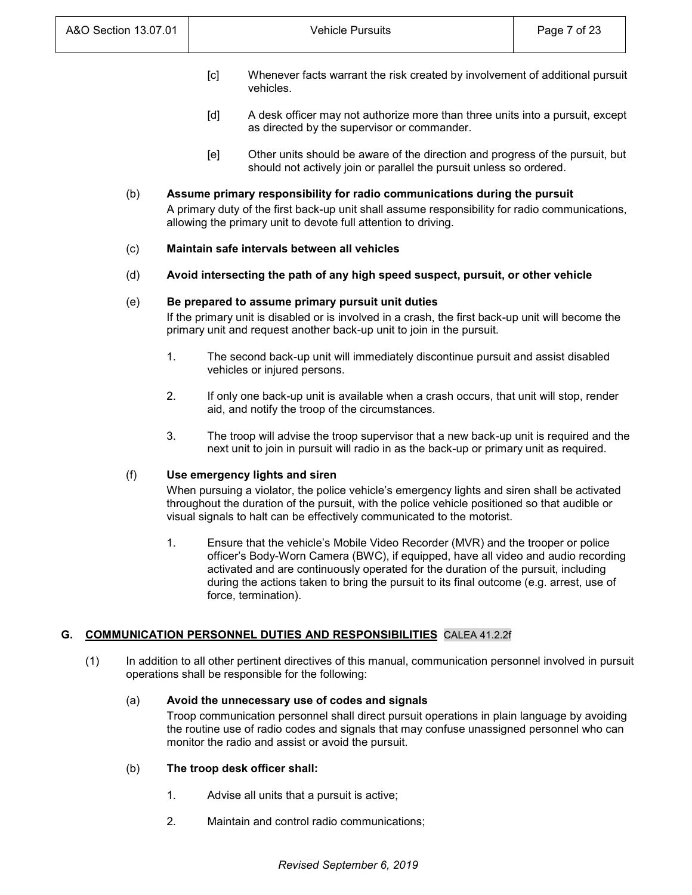[c] Whenever facts warrant the risk created by involvement of additional pursuit vehicles.

[d] A desk officer may not authorize more than three units into a pursuit, except as directed by the supervisor or commander.

[e] Other units should be aware of the direction and progress of the pursuit, but should not actively join or parallel the pursuit unless so ordered.

(b) **Assume primary responsibility for radio communications during the pursuit**

A primary duty of the first back-up unit shall assume responsibility for radio communications, allowing the primary unit to devote full attention to driving.

(c) **Maintain safe intervals between all vehicles**

(d) **Avoid intersecting the path of any high speed suspect, pursuit, or other vehicle**

(e) **Be prepared to assume primary pursuit unit duties**

If the primary unit is disabled or is involved in a crash, the first back-up unit will become the primary unit and request another back-up unit to join in the pursuit.

1. The second back-up unit will immediately discontinue pursuit and assist disabled vehicles or injured persons.

2. If only one back-up unit is available when a crash occurs, that unit will stop, render aid, and notify the troop of the circumstances.

3. The troop will advise the troop supervisor that a new back-up unit is required and the next unit to join in pursuit will radio in as the back-up or primary unit as required.

(f) **Use emergency lights and siren**

When pursuing a violator, the police vehicle's emergency lights and siren shall be activated throughout the duration of the pursuit, with the police vehicle positioned so that audible or visual signals to halt can be effectively communicated to the motorist.

1. Ensure that the vehicle's Mobile Video Recorder (MVR) and the trooper or police officer's Body-Worn Camera (BWC), if equipped, have all video and audio recording activated and are continuously operated for the duration of the pursuit, including during the actions taken to bring the pursuit to its final outcome (e.g. arrest, use of force, termination).

## G. COMMUNICATION PERSONNEL DUTIES AND RESPONSIBILITIES CALEA 41.2.2f

(1) In addition to all other pertinent directives of this manual, communication personnel involved in pursuit operations shall be responsible for the following:

(a) **Avoid the unnecessary use of codes and signals**

Troop communication personnel shall direct pursuit operations in plain language by avoiding the routine use of radio codes and signals that may confuse unassigned personnel who can monitor the radio and assist or avoid the pursuit.

(b) **The troop desk officer shall:**

1. Advise all units that a pursuit is active;

2. Maintain and control radio communications;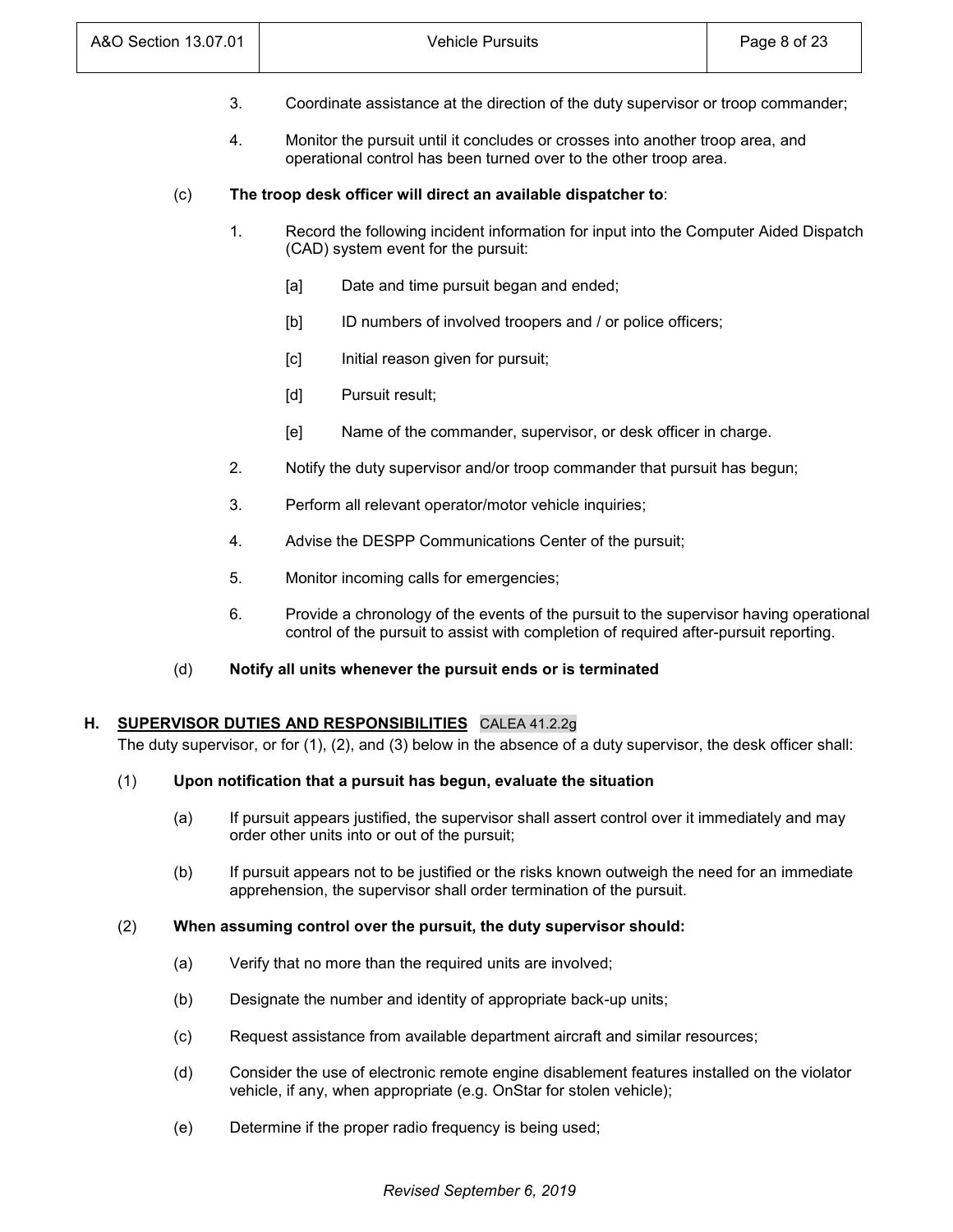3. Coordinate assistance at the direction of the duty supervisor or troop commander;

4. Monitor the pursuit until it concludes or crosses into another troop area, and operational control has been turned over to the other troop area.

(c) **The troop desk officer will direct an available dispatcher to**:

1. Record the following incident information for input into the Computer Aided Dispatch (CAD) system event for the pursuit:

   [a] Date and time pursuit began and ended;

   [b] ID numbers of involved troopers and / or police officers;

   [c] Initial reason given for pursuit;

   [d] Pursuit result;

   [e] Name of the commander, supervisor, or desk officer in charge.

2. Notify the duty supervisor and/or troop commander that pursuit has begun;

3. Perform all relevant operator/motor vehicle inquiries;

4. Advise the DESPP Communications Center of the pursuit;

5. Monitor incoming calls for emergencies;

6. Provide a chronology of the events of the pursuit to the supervisor having operational control of the pursuit to assist with completion of required after-pursuit reporting.

(d) **Notify all units whenever the pursuit ends or is terminated**

## H. SUPERVISOR DUTIES AND RESPONSIBILITIES CALEA 41.2.2g

The duty supervisor, or for (1), (2), and (3) below in the absence of a duty supervisor, the desk officer shall:

(1) **Upon notification that a pursuit has begun, evaluate the situation**

(a) If pursuit appears justified, the supervisor shall assert control over it immediately and may order other units into or out of the pursuit;

(b) If pursuit appears not to be justified or the risks known outweigh the need for an immediate apprehension, the supervisor shall order termination of the pursuit.

(2) **When assuming control over the pursuit, the duty supervisor should:**

(a) Verify that no more than the required units are involved;

(b) Designate the number and identity of appropriate back-up units;

(c) Request assistance from available department aircraft and similar resources;

(d) Consider the use of electronic remote engine disablement features installed on the violator vehicle, if any, when appropriate (e.g. OnStar for stolen vehicle);

(e) Determine if the proper radio frequency is being used;

*Revised September 6, 2019*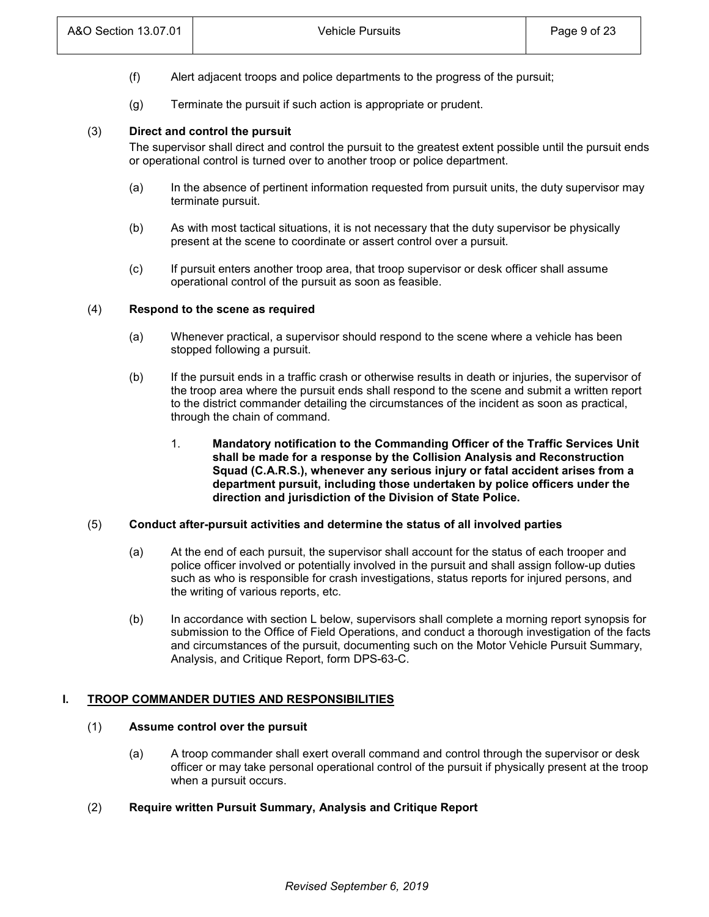(f) Alert adjacent troops and police departments to the progress of the pursuit;

(g) Terminate the pursuit if such action is appropriate or prudent.

(3) **Direct and control the pursuit**

The supervisor shall direct and control the pursuit to the greatest extent possible until the pursuit ends or operational control is turned over to another troop or police department.

(a) In the absence of pertinent information requested from pursuit units, the duty supervisor may terminate pursuit.

(b) As with most tactical situations, it is not necessary that the duty supervisor be physically present at the scene to coordinate or assert control over a pursuit.

(c) If pursuit enters another troop area, that troop supervisor or desk officer shall assume operational control of the pursuit as soon as feasible.

(4) **Respond to the scene as required**

(a) Whenever practical, a supervisor should respond to the scene where a vehicle has been stopped following a pursuit.

(b) If the pursuit ends in a traffic crash or otherwise results in death or injuries, the supervisor of the troop area where the pursuit ends shall respond to the scene and submit a written report to the district commander detailing the circumstances of the incident as soon as practical, through the chain of command.

1. **Mandatory notification to the Commanding Officer of the Traffic Services Unit shall be made for a response by the Collision Analysis and Reconstruction Squad (C.A.R.S.), whenever any serious injury or fatal accident arises from a department pursuit, including those undertaken by police officers under the direction and jurisdiction of the Division of State Police.**

(5) **Conduct after-pursuit activities and determine the status of all involved parties**

(a) At the end of each pursuit, the supervisor shall account for the status of each trooper and police officer involved or potentially involved in the pursuit and shall assign follow-up duties such as who is responsible for crash investigations, status reports for injured persons, and the writing of various reports, etc.

(b) In accordance with section L below, supervisors shall complete a morning report synopsis for submission to the Office of Field Operations, and conduct a thorough investigation of the facts and circumstances of the pursuit, documenting such on the Motor Vehicle Pursuit Summary, Analysis, and Critique Report, form DPS-63-C.

## I. TROOP COMMANDER DUTIES AND RESPONSIBILITIES

(1) **Assume control over the pursuit**

(a) A troop commander shall exert overall command and control through the supervisor or desk officer or may take personal operational control of the pursuit if physically present at the troop when a pursuit occurs.

(2) **Require written Pursuit Summary, Analysis and Critique Report**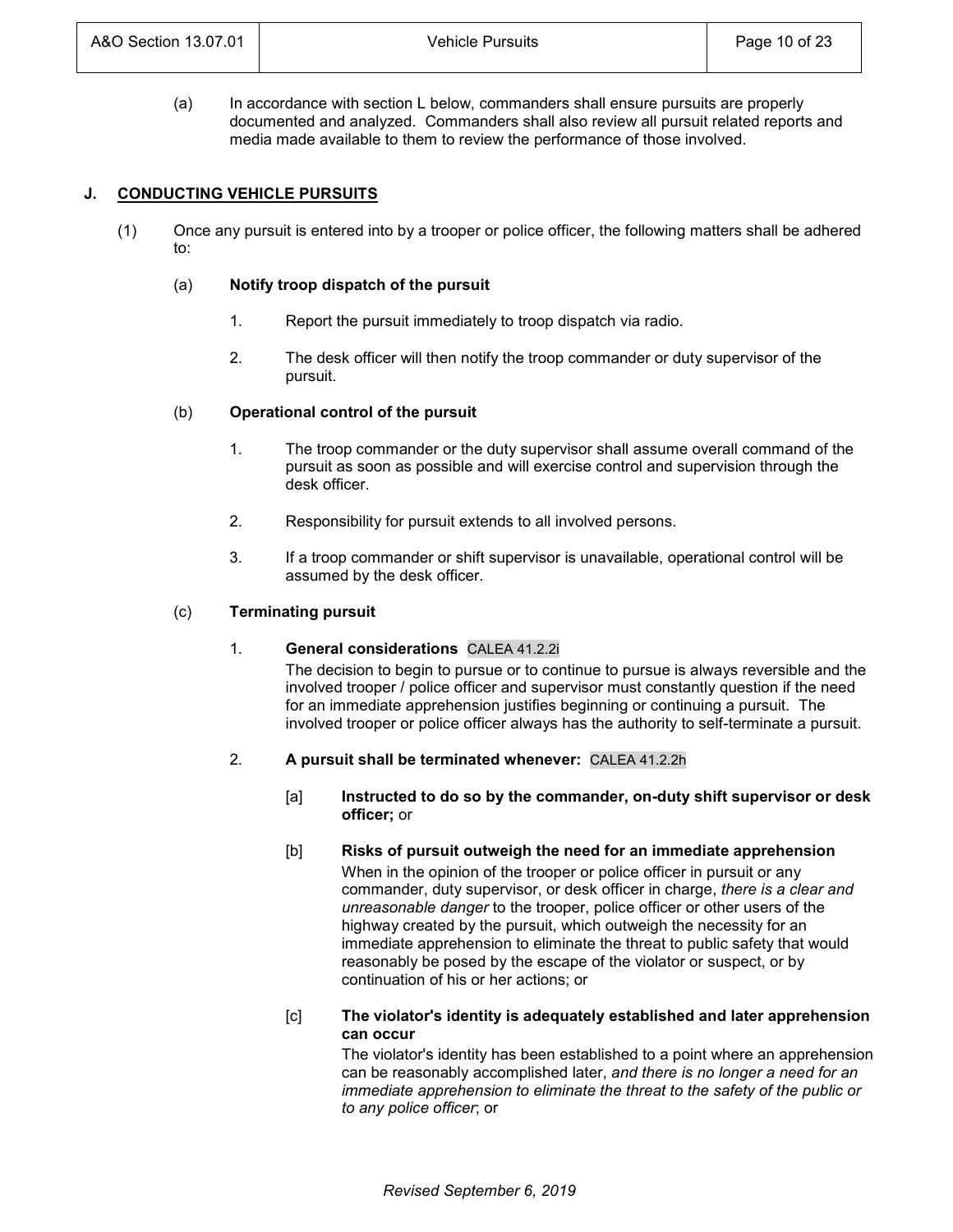(a) In accordance with section L below, commanders shall ensure pursuits are properly documented and analyzed. Commanders shall also review all pursuit related reports and media made available to them to review the performance of those involved.

## J. CONDUCTING VEHICLE PURSUITS

(1) Once any pursuit is entered into by a trooper or police officer, the following matters shall be adhered to:

(a) **Notify troop dispatch of the pursuit**

1. Report the pursuit immediately to troop dispatch via radio.

2. The desk officer will then notify the troop commander or duty supervisor of the pursuit.

(b) **Operational control of the pursuit**

1. The troop commander or the duty supervisor shall assume overall command of the pursuit as soon as possible and will exercise control and supervision through the desk officer.

2. Responsibility for pursuit extends to all involved persons.

3. If a troop commander or shift supervisor is unavailable, operational control will be assumed by the desk officer.

(c) **Terminating pursuit**

1. **General considerations** CALEA 41.2.2i

The decision to begin to pursue or to continue to pursue is always reversible and the involved trooper / police officer and supervisor must constantly question if the need for an immediate apprehension justifies beginning or continuing a pursuit. The involved trooper or police officer always has the authority to self-terminate a pursuit.

2. **A pursuit shall be terminated whenever:** CALEA 41.2.2h

[a] **Instructed to do so by the commander, on-duty shift supervisor or desk officer;** or

[b] **Risks of pursuit outweigh the need for an immediate apprehension**
When in the opinion of the trooper or police officer in pursuit or any commander, duty supervisor, or desk officer in charge, *there is a clear and unreasonable danger* to the trooper, police officer or other users of the highway created by the pursuit, which outweigh the necessity for an immediate apprehension to eliminate the threat to public safety that would reasonably be posed by the escape of the violator or suspect, or by continuation of his or her actions; or

[c] **The violator's identity is adequately established and later apprehension can occur**
The violator's identity has been established to a point where an apprehension can be reasonably accomplished later, *and there is no longer a need for an immediate apprehension to eliminate the threat to the safety of the public or to any police officer*; or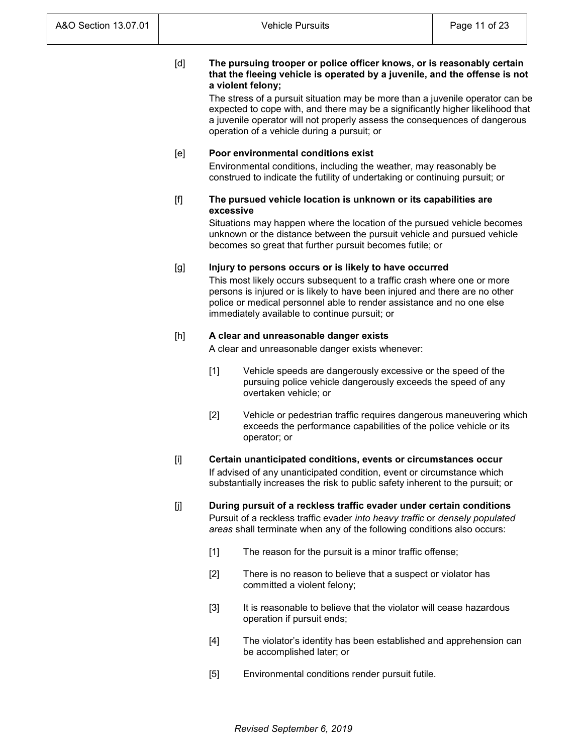[d] **The pursuing trooper or police officer knows, or is reasonably certain that the fleeing vehicle is operated by a juvenile, and the offense is not a violent felony;**

The stress of a pursuit situation may be more than a juvenile operator can be expected to cope with, and there may be a significantly higher likelihood that a juvenile operator will not properly assess the consequences of dangerous operation of a vehicle during a pursuit; or

[e] **Poor environmental conditions exist**

Environmental conditions, including the weather, may reasonably be construed to indicate the futility of undertaking or continuing pursuit; or

[f] **The pursued vehicle location is unknown or its capabilities are excessive**

Situations may happen where the location of the pursued vehicle becomes unknown or the distance between the pursuit vehicle and pursued vehicle becomes so great that further pursuit becomes futile; or

[g] **Injury to persons occurs or is likely to have occurred**

This most likely occurs subsequent to a traffic crash where one or more persons is injured or is likely to have been injured and there are no other police or medical personnel able to render assistance and no one else immediately available to continue pursuit; or

[h] **A clear and unreasonable danger exists**

A clear and unreasonable danger exists whenever:

[1] Vehicle speeds are dangerously excessive or the speed of the pursuing police vehicle dangerously exceeds the speed of any overtaken vehicle; or

[2] Vehicle or pedestrian traffic requires dangerous maneuvering which exceeds the performance capabilities of the police vehicle or its operator; or

[i] **Certain unanticipated conditions, events or circumstances occur**

If advised of any unanticipated condition, event or circumstance which substantially increases the risk to public safety inherent to the pursuit; or

[j] **During pursuit of a reckless traffic evader under certain conditions**

Pursuit of a reckless traffic evader *into heavy traffic* or *densely populated areas* shall terminate when any of the following conditions also occurs:

[1] The reason for the pursuit is a minor traffic offense;

[2] There is no reason to believe that a suspect or violator has committed a violent felony;

[3] It is reasonable to believe that the violator will cease hazardous operation if pursuit ends;

[4] The violator's identity has been established and apprehension can be accomplished later; or

[5] Environmental conditions render pursuit futile.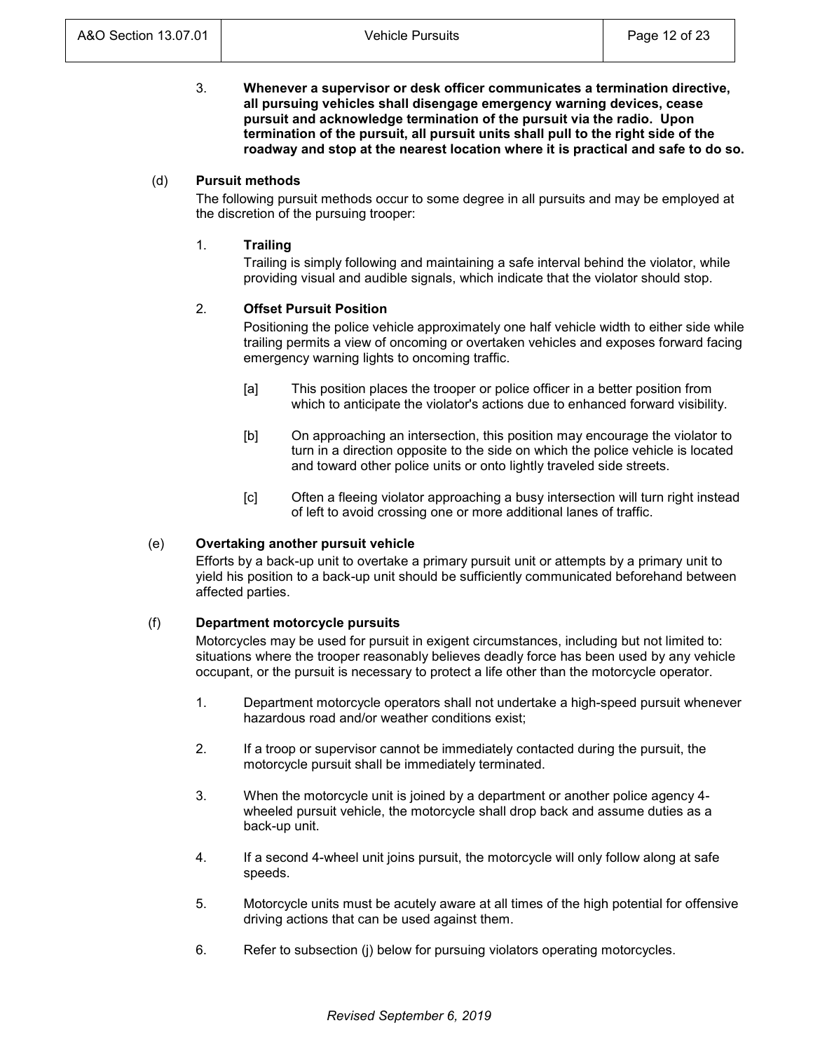3. **Whenever a supervisor or desk officer communicates a termination directive, all pursuing vehicles shall disengage emergency warning devices, cease pursuit and acknowledge termination of the pursuit via the radio. Upon termination of the pursuit, all pursuit units shall pull to the right side of the roadway and stop at the nearest location where it is practical and safe to do so.**

(d) **Pursuit methods**

The following pursuit methods occur to some degree in all pursuits and may be employed at the discretion of the pursuing trooper:

1. **Trailing**

   Trailing is simply following and maintaining a safe interval behind the violator, while providing visual and audible signals, which indicate that the violator should stop.

2. **Offset Pursuit Position**

   Positioning the police vehicle approximately one half vehicle width to either side while trailing permits a view of oncoming or overtaken vehicles and exposes forward facing emergency warning lights to oncoming traffic.

   [a] This position places the trooper or police officer in a better position from which to anticipate the violator's actions due to enhanced forward visibility.

   [b] On approaching an intersection, this position may encourage the violator to turn in a direction opposite to the side on which the police vehicle is located and toward other police units or onto lightly traveled side streets.

   [c] Often a fleeing violator approaching a busy intersection will turn right instead of left to avoid crossing one or more additional lanes of traffic.

(e) **Overtaking another pursuit vehicle**

Efforts by a back-up unit to overtake a primary pursuit unit or attempts by a primary unit to yield his position to a back-up unit should be sufficiently communicated beforehand between affected parties.

(f) **Department motorcycle pursuits**

Motorcycles may be used for pursuit in exigent circumstances, including but not limited to: situations where the trooper reasonably believes deadly force has been used by any vehicle occupant, or the pursuit is necessary to protect a life other than the motorcycle operator.

1. Department motorcycle operators shall not undertake a high-speed pursuit whenever hazardous road and/or weather conditions exist;

2. If a troop or supervisor cannot be immediately contacted during the pursuit, the motorcycle pursuit shall be immediately terminated.

3. When the motorcycle unit is joined by a department or another police agency 4-wheeled pursuit vehicle, the motorcycle shall drop back and assume duties as a back-up unit.

4. If a second 4-wheel unit joins pursuit, the motorcycle will only follow along at safe speeds.

5. Motorcycle units must be acutely aware at all times of the high potential for offensive driving actions that can be used against them.

6. Refer to subsection (j) below for pursuing violators operating motorcycles.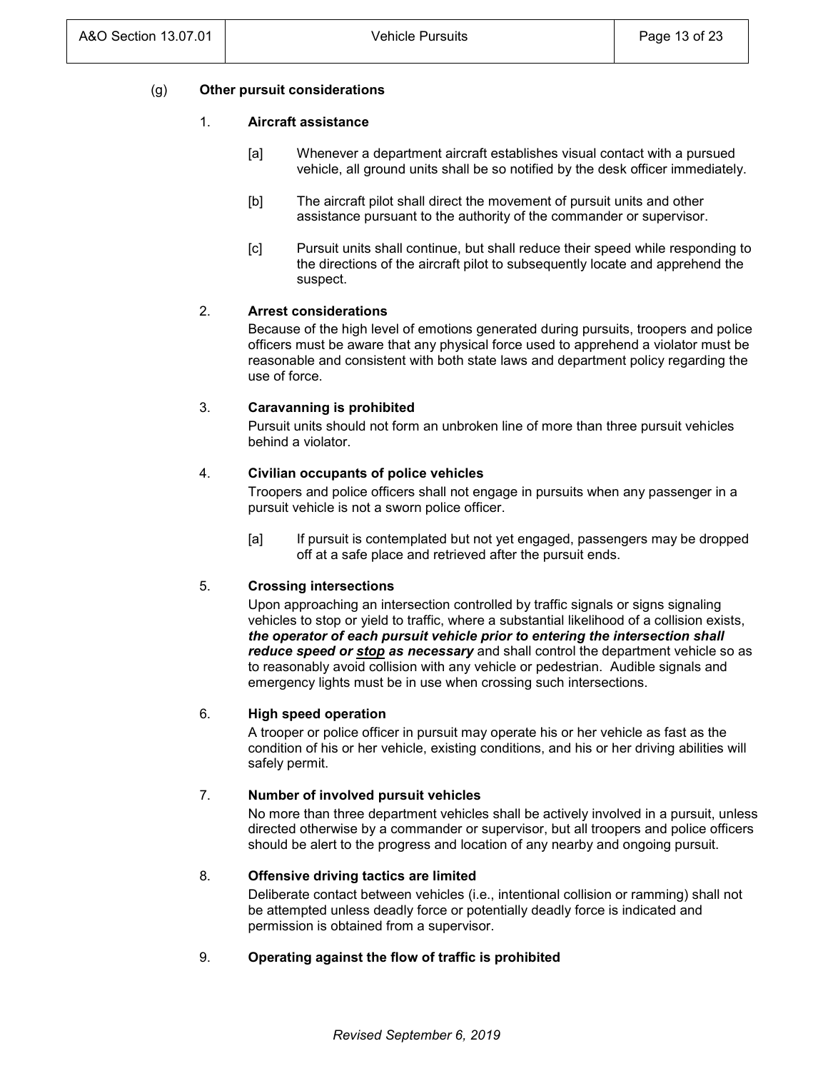(g) **Other pursuit considerations**

1. **Aircraft assistance**

   [a] Whenever a department aircraft establishes visual contact with a pursued vehicle, all ground units shall be so notified by the desk officer immediately.

   [b] The aircraft pilot shall direct the movement of pursuit units and other assistance pursuant to the authority of the commander or supervisor.

   [c] Pursuit units shall continue, but shall reduce their speed while responding to the directions of the aircraft pilot to subsequently locate and apprehend the suspect.

2. **Arrest considerations**

   Because of the high level of emotions generated during pursuits, troopers and police officers must be aware that any physical force used to apprehend a violator must be reasonable and consistent with both state laws and department policy regarding the use of force.

3. **Caravanning is prohibited**

   Pursuit units should not form an unbroken line of more than three pursuit vehicles behind a violator.

4. **Civilian occupants of police vehicles**

   Troopers and police officers shall not engage in pursuits when any passenger in a pursuit vehicle is not a sworn police officer.

   [a] If pursuit is contemplated but not yet engaged, passengers may be dropped off at a safe place and retrieved after the pursuit ends.

5. **Crossing intersections**

   Upon approaching an intersection controlled by traffic signals or signs signaling vehicles to stop or yield to traffic, where a substantial likelihood of a collision exists, ***the operator of each pursuit vehicle prior to entering the intersection shall reduce speed or <u>stop</u> as necessary*** and shall control the department vehicle so as to reasonably avoid collision with any vehicle or pedestrian. Audible signals and emergency lights must be in use when crossing such intersections.

6. **High speed operation**

   A trooper or police officer in pursuit may operate his or her vehicle as fast as the condition of his or her vehicle, existing conditions, and his or her driving abilities will safely permit.

7. **Number of involved pursuit vehicles**

   No more than three department vehicles shall be actively involved in a pursuit, unless directed otherwise by a commander or supervisor, but all troopers and police officers should be alert to the progress and location of any nearby and ongoing pursuit.

8. **Offensive driving tactics are limited**

   Deliberate contact between vehicles (i.e., intentional collision or ramming) shall not be attempted unless deadly force or potentially deadly force is indicated and permission is obtained from a supervisor.

9. **Operating against the flow of traffic is prohibited**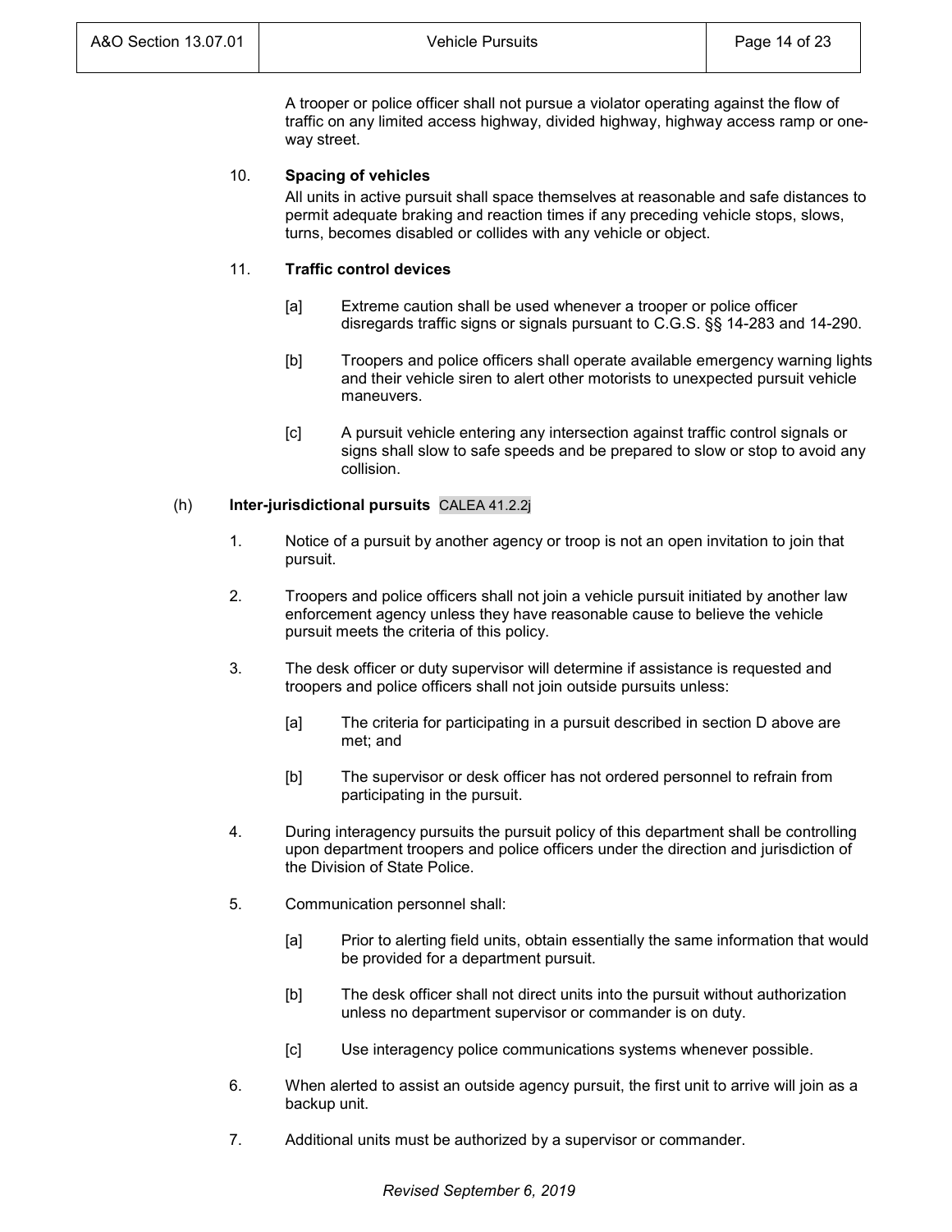A trooper or police officer shall not pursue a violator operating against the flow of traffic on any limited access highway, divided highway, highway access ramp or one-way street.

10. **Spacing of vehicles**

    All units in active pursuit shall space themselves at reasonable and safe distances to permit adequate braking and reaction times if any preceding vehicle stops, slows, turns, becomes disabled or collides with any vehicle or object.

11. **Traffic control devices**

    [a] Extreme caution shall be used whenever a trooper or police officer disregards traffic signs or signals pursuant to C.G.S. §§ 14-283 and 14-290.

    [b] Troopers and police officers shall operate available emergency warning lights and their vehicle siren to alert other motorists to unexpected pursuit vehicle maneuvers.

    [c] A pursuit vehicle entering any intersection against traffic control signals or signs shall slow to safe speeds and be prepared to slow or stop to avoid any collision.

(h) **Inter-jurisdictional pursuits** CALEA 41.2.2j

1. Notice of a pursuit by another agency or troop is not an open invitation to join that pursuit.

2. Troopers and police officers shall not join a vehicle pursuit initiated by another law enforcement agency unless they have reasonable cause to believe the vehicle pursuit meets the criteria of this policy.

3. The desk officer or duty supervisor will determine if assistance is requested and troopers and police officers shall not join outside pursuits unless:

    [a] The criteria for participating in a pursuit described in section D above are met; and

    [b] The supervisor or desk officer has not ordered personnel to refrain from participating in the pursuit.

4. During interagency pursuits the pursuit policy of this department shall be controlling upon department troopers and police officers under the direction and jurisdiction of the Division of State Police.

5. Communication personnel shall:

    [a] Prior to alerting field units, obtain essentially the same information that would be provided for a department pursuit.

    [b] The desk officer shall not direct units into the pursuit without authorization unless no department supervisor or commander is on duty.

    [c] Use interagency police communications systems whenever possible.

6. When alerted to assist an outside agency pursuit, the first unit to arrive will join as a backup unit.

7. Additional units must be authorized by a supervisor or commander.

*Revised September 6, 2019*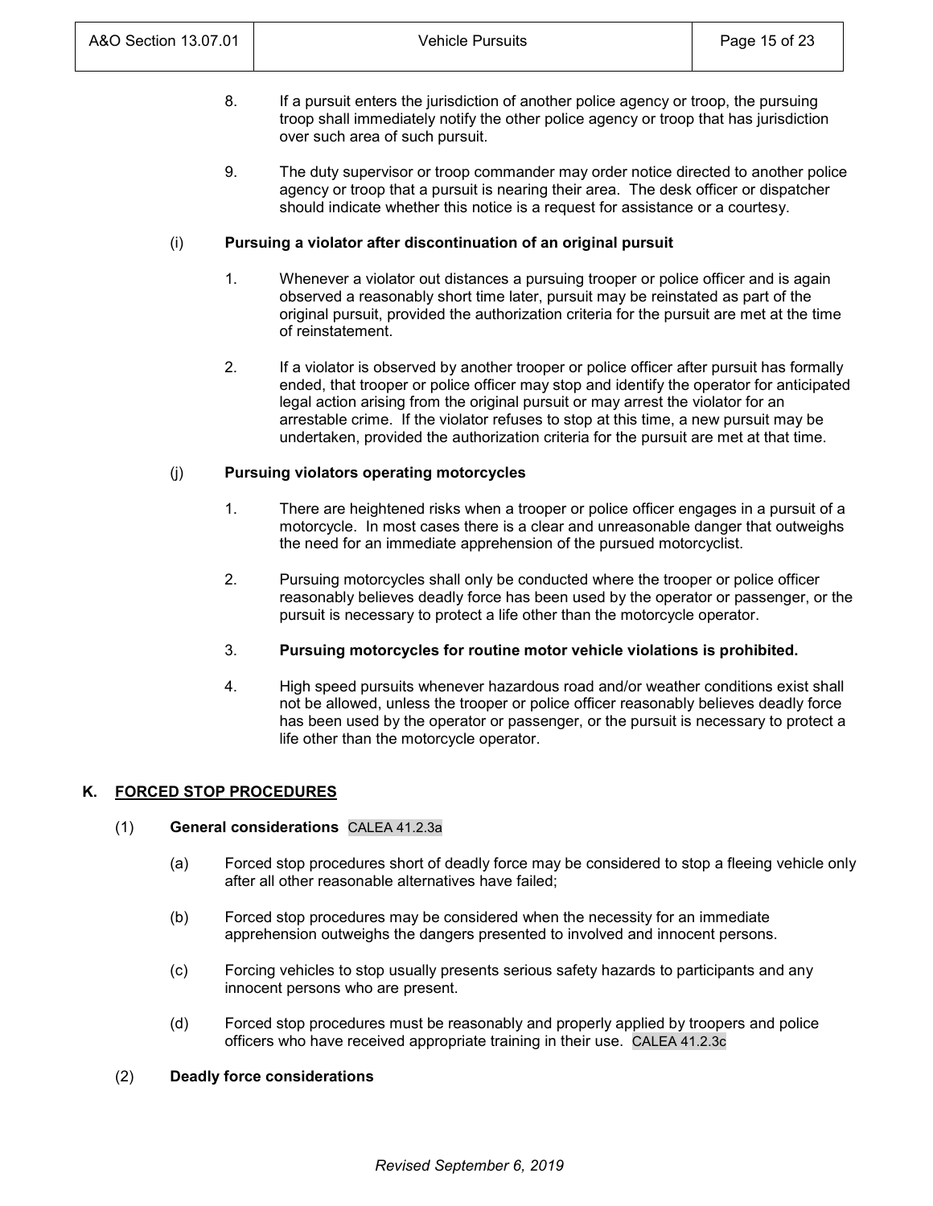8. If a pursuit enters the jurisdiction of another police agency or troop, the pursuing troop shall immediately notify the other police agency or troop that has jurisdiction over such area of such pursuit.

9. The duty supervisor or troop commander may order notice directed to another police agency or troop that a pursuit is nearing their area. The desk officer or dispatcher should indicate whether this notice is a request for assistance or a courtesy.

(i) **Pursuing a violator after discontinuation of an original pursuit**

1. Whenever a violator out distances a pursuing trooper or police officer and is again observed a reasonably short time later, pursuit may be reinstated as part of the original pursuit, provided the authorization criteria for the pursuit are met at the time of reinstatement.

2. If a violator is observed by another trooper or police officer after pursuit has formally ended, that trooper or police officer may stop and identify the operator for anticipated legal action arising from the original pursuit or may arrest the violator for an arrestable crime. If the violator refuses to stop at this time, a new pursuit may be undertaken, provided the authorization criteria for the pursuit are met at that time.

(j) **Pursuing violators operating motorcycles**

1. There are heightened risks when a trooper or police officer engages in a pursuit of a motorcycle. In most cases there is a clear and unreasonable danger that outweighs the need for an immediate apprehension of the pursued motorcyclist.

2. Pursuing motorcycles shall only be conducted where the trooper or police officer reasonably believes deadly force has been used by the operator or passenger, or the pursuit is necessary to protect a life other than the motorcycle operator.

3. **Pursuing motorcycles for routine motor vehicle violations is prohibited.**

4. High speed pursuits whenever hazardous road and/or weather conditions exist shall not be allowed, unless the trooper or police officer reasonably believes deadly force has been used by the operator or passenger, or the pursuit is necessary to protect a life other than the motorcycle operator.

## K. FORCED STOP PROCEDURES

(1) **General considerations** CALEA 41.2.3a

(a) Forced stop procedures short of deadly force may be considered to stop a fleeing vehicle only after all other reasonable alternatives have failed;

(b) Forced stop procedures may be considered when the necessity for an immediate apprehension outweighs the dangers presented to involved and innocent persons.

(c) Forcing vehicles to stop usually presents serious safety hazards to participants and any innocent persons who are present.

(d) Forced stop procedures must be reasonably and properly applied by troopers and police officers who have received appropriate training in their use. CALEA 41.2.3c

(2) **Deadly force considerations**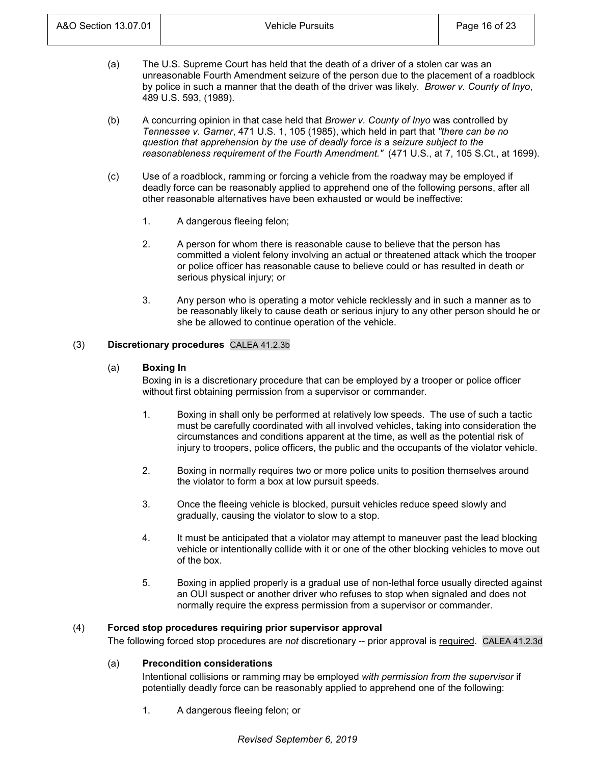(a) The U.S. Supreme Court has held that the death of a driver of a stolen car was an unreasonable Fourth Amendment seizure of the person due to the placement of a roadblock by police in such a manner that the death of the driver was likely. *Brower v. County of Inyo*, 489 U.S. 593, (1989).

(b) A concurring opinion in that case held that *Brower v. County of Inyo* was controlled by *Tennessee v. Garner*, 471 U.S. 1, 105 (1985), which held in part that *"there can be no question that apprehension by the use of deadly force is a seizure subject to the reasonableness requirement of the Fourth Amendment."* (471 U.S., at 7, 105 S.Ct., at 1699).

(c) Use of a roadblock, ramming or forcing a vehicle from the roadway may be employed if deadly force can be reasonably applied to apprehend one of the following persons, after all other reasonable alternatives have been exhausted or would be ineffective:

1. A dangerous fleeing felon;

2. A person for whom there is reasonable cause to believe that the person has committed a violent felony involving an actual or threatened attack which the trooper or police officer has reasonable cause to believe could or has resulted in death or serious physical injury; or

3. Any person who is operating a motor vehicle recklessly and in such a manner as to be reasonably likely to cause death or serious injury to any other person should he or she be allowed to continue operation of the vehicle.

(3) **Discretionary procedures** CALEA 41.2.3b

(a) **Boxing In**
Boxing in is a discretionary procedure that can be employed by a trooper or police officer without first obtaining permission from a supervisor or commander.

1. Boxing in shall only be performed at relatively low speeds. The use of such a tactic must be carefully coordinated with all involved vehicles, taking into consideration the circumstances and conditions apparent at the time, as well as the potential risk of injury to troopers, police officers, the public and the occupants of the violator vehicle.

2. Boxing in normally requires two or more police units to position themselves around the violator to form a box at low pursuit speeds.

3. Once the fleeing vehicle is blocked, pursuit vehicles reduce speed slowly and gradually, causing the violator to slow to a stop.

4. It must be anticipated that a violator may attempt to maneuver past the lead blocking vehicle or intentionally collide with it or one of the other blocking vehicles to move out of the box.

5. Boxing in applied properly is a gradual use of non-lethal force usually directed against an OUI suspect or another driver who refuses to stop when signaled and does not normally require the express permission from a supervisor or commander.

(4) **Forced stop procedures requiring prior supervisor approval**
The following forced stop procedures are *not* discretionary -- prior approval is required. CALEA 41.2.3d

(a) **Precondition considerations**
Intentional collisions or ramming may be employed *with permission from the supervisor* if potentially deadly force can be reasonably applied to apprehend one of the following:

1. A dangerous fleeing felon; or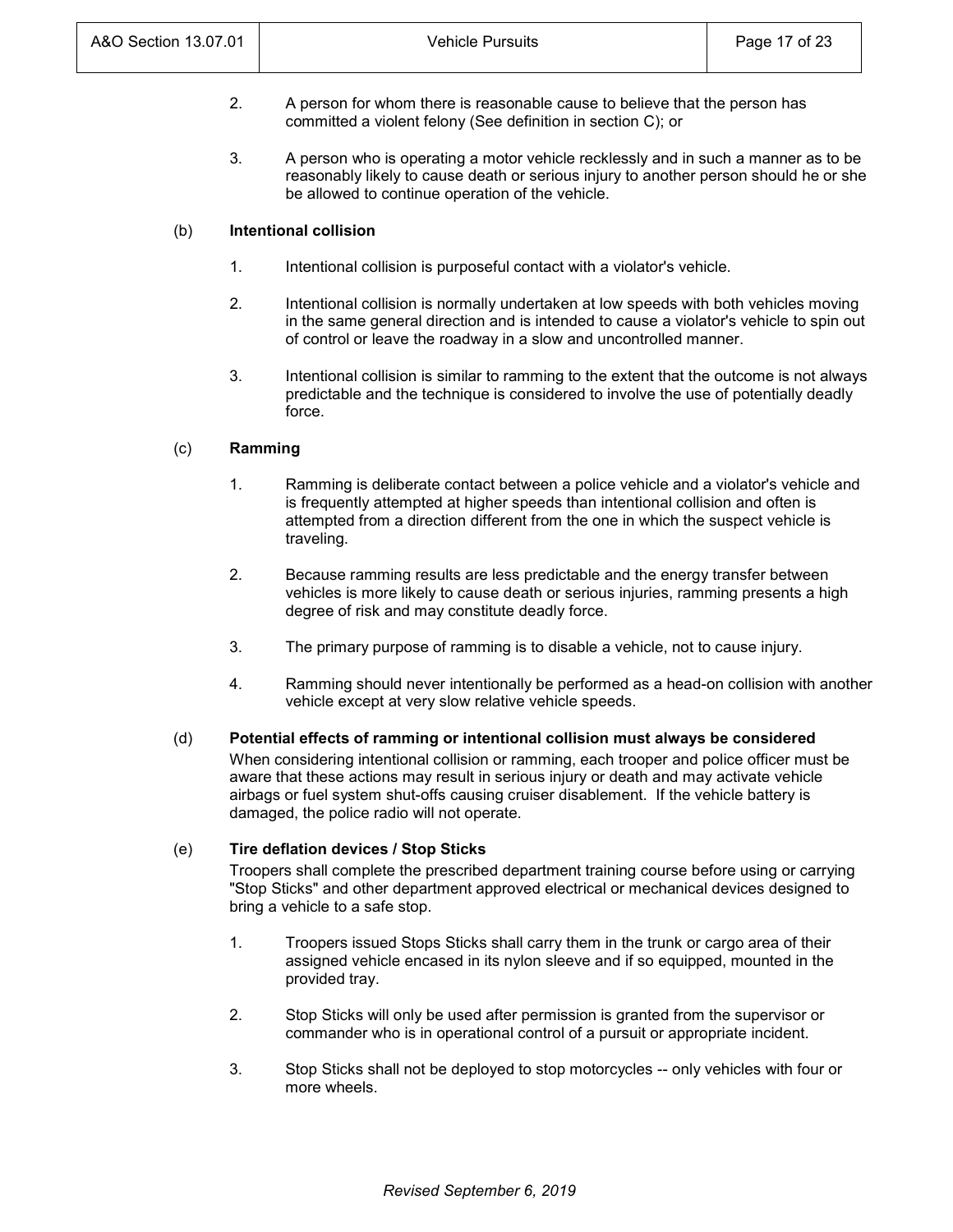2. A person for whom there is reasonable cause to believe that the person has committed a violent felony (See definition in section C); or

3. A person who is operating a motor vehicle recklessly and in such a manner as to be reasonably likely to cause death or serious injury to another person should he or she be allowed to continue operation of the vehicle.

(b) **Intentional collision**

1. Intentional collision is purposeful contact with a violator's vehicle.

2. Intentional collision is normally undertaken at low speeds with both vehicles moving in the same general direction and is intended to cause a violator's vehicle to spin out of control or leave the roadway in a slow and uncontrolled manner.

3. Intentional collision is similar to ramming to the extent that the outcome is not always predictable and the technique is considered to involve the use of potentially deadly force.

(c) **Ramming**

1. Ramming is deliberate contact between a police vehicle and a violator's vehicle and is frequently attempted at higher speeds than intentional collision and often is attempted from a direction different from the one in which the suspect vehicle is traveling.

2. Because ramming results are less predictable and the energy transfer between vehicles is more likely to cause death or serious injuries, ramming presents a high degree of risk and may constitute deadly force.

3. The primary purpose of ramming is to disable a vehicle, not to cause injury.

4. Ramming should never intentionally be performed as a head-on collision with another vehicle except at very slow relative vehicle speeds.

(d) **Potential effects of ramming or intentional collision must always be considered**

When considering intentional collision or ramming, each trooper and police officer must be aware that these actions may result in serious injury or death and may activate vehicle airbags or fuel system shut-offs causing cruiser disablement. If the vehicle battery is damaged, the police radio will not operate.

(e) **Tire deflation devices / Stop Sticks**

Troopers shall complete the prescribed department training course before using or carrying "Stop Sticks" and other department approved electrical or mechanical devices designed to bring a vehicle to a safe stop.

1. Troopers issued Stops Sticks shall carry them in the trunk or cargo area of their assigned vehicle encased in its nylon sleeve and if so equipped, mounted in the provided tray.

2. Stop Sticks will only be used after permission is granted from the supervisor or commander who is in operational control of a pursuit or appropriate incident.

3. Stop Sticks shall not be deployed to stop motorcycles -- only vehicles with four or more wheels.

*Revised September 6, 2019*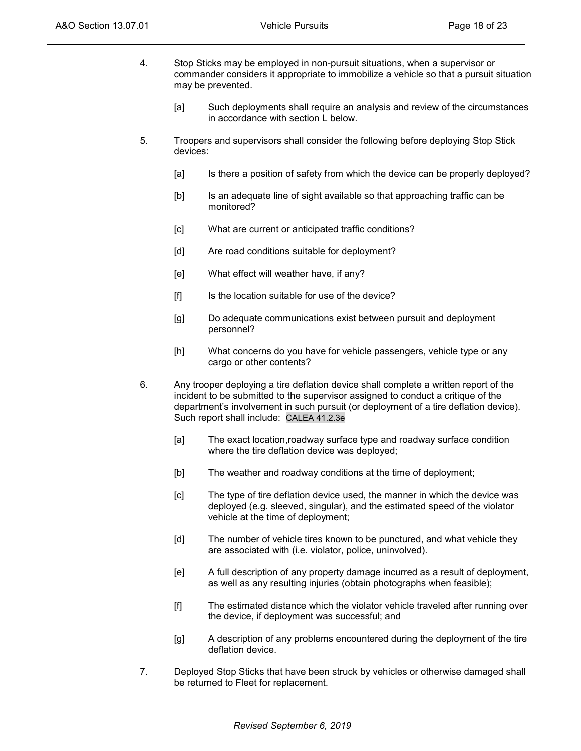4. Stop Sticks may be employed in non-pursuit situations, when a supervisor or commander considers it appropriate to immobilize a vehicle so that a pursuit situation may be prevented.

   [a] Such deployments shall require an analysis and review of the circumstances in accordance with section L below.

5. Troopers and supervisors shall consider the following before deploying Stop Stick devices:

   [a] Is there a position of safety from which the device can be properly deployed?

   [b] Is an adequate line of sight available so that approaching traffic can be monitored?

   [c] What are current or anticipated traffic conditions?

   [d] Are road conditions suitable for deployment?

   [e] What effect will weather have, if any?

   [f] Is the location suitable for use of the device?

   [g] Do adequate communications exist between pursuit and deployment personnel?

   [h] What concerns do you have for vehicle passengers, vehicle type or any cargo or other contents?

6. Any trooper deploying a tire deflation device shall complete a written report of the incident to be submitted to the supervisor assigned to conduct a critique of the department's involvement in such pursuit (or deployment of a tire deflation device). Such report shall include: CALEA 41.2.3e

   [a] The exact location,roadway surface type and roadway surface condition where the tire deflation device was deployed;

   [b] The weather and roadway conditions at the time of deployment;

   [c] The type of tire deflation device used, the manner in which the device was deployed (e.g. sleeved, singular), and the estimated speed of the violator vehicle at the time of deployment;

   [d] The number of vehicle tires known to be punctured, and what vehicle they are associated with (i.e. violator, police, uninvolved).

   [e] A full description of any property damage incurred as a result of deployment, as well as any resulting injuries (obtain photographs when feasible);

   [f] The estimated distance which the violator vehicle traveled after running over the device, if deployment was successful; and

   [g] A description of any problems encountered during the deployment of the tire deflation device.

7. Deployed Stop Sticks that have been struck by vehicles or otherwise damaged shall be returned to Fleet for replacement.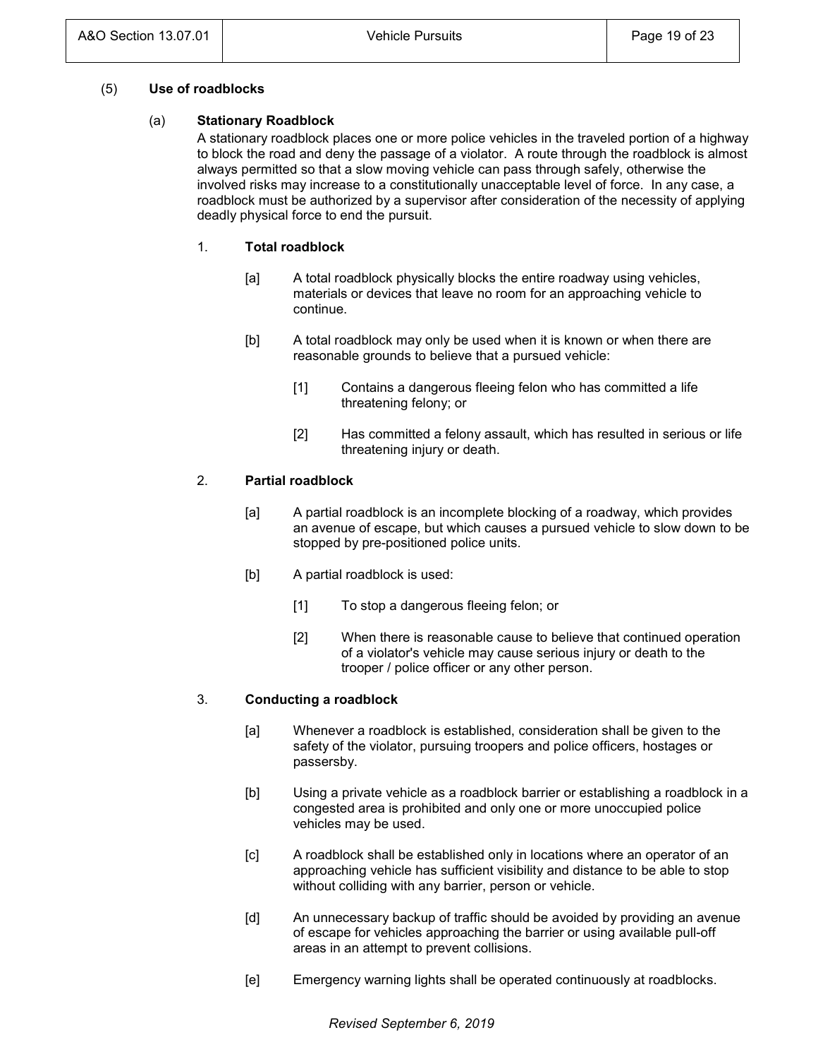(5) **Use of roadblocks**

(a) **Stationary Roadblock**

A stationary roadblock places one or more police vehicles in the traveled portion of a highway to block the road and deny the passage of a violator. A route through the roadblock is almost always permitted so that a slow moving vehicle can pass through safely, otherwise the involved risks may increase to a constitutionally unacceptable level of force. In any case, a roadblock must be authorized by a supervisor after consideration of the necessity of applying deadly physical force to end the pursuit.

1. **Total roadblock**

[a] A total roadblock physically blocks the entire roadway using vehicles, materials or devices that leave no room for an approaching vehicle to continue.

[b] A total roadblock may only be used when it is known or when there are reasonable grounds to believe that a pursued vehicle:

[1] Contains a dangerous fleeing felon who has committed a life threatening felony; or

[2] Has committed a felony assault, which has resulted in serious or life threatening injury or death.

2. **Partial roadblock**

[a] A partial roadblock is an incomplete blocking of a roadway, which provides an avenue of escape, but which causes a pursued vehicle to slow down to be stopped by pre-positioned police units.

[b] A partial roadblock is used:

[1] To stop a dangerous fleeing felon; or

[2] When there is reasonable cause to believe that continued operation of a violator's vehicle may cause serious injury or death to the trooper / police officer or any other person.

3. **Conducting a roadblock**

[a] Whenever a roadblock is established, consideration shall be given to the safety of the violator, pursuing troopers and police officers, hostages or passersby.

[b] Using a private vehicle as a roadblock barrier or establishing a roadblock in a congested area is prohibited and only one or more unoccupied police vehicles may be used.

[c] A roadblock shall be established only in locations where an operator of an approaching vehicle has sufficient visibility and distance to be able to stop without colliding with any barrier, person or vehicle.

[d] An unnecessary backup of traffic should be avoided by providing an avenue of escape for vehicles approaching the barrier or using available pull-off areas in an attempt to prevent collisions.

[e] Emergency warning lights shall be operated continuously at roadblocks.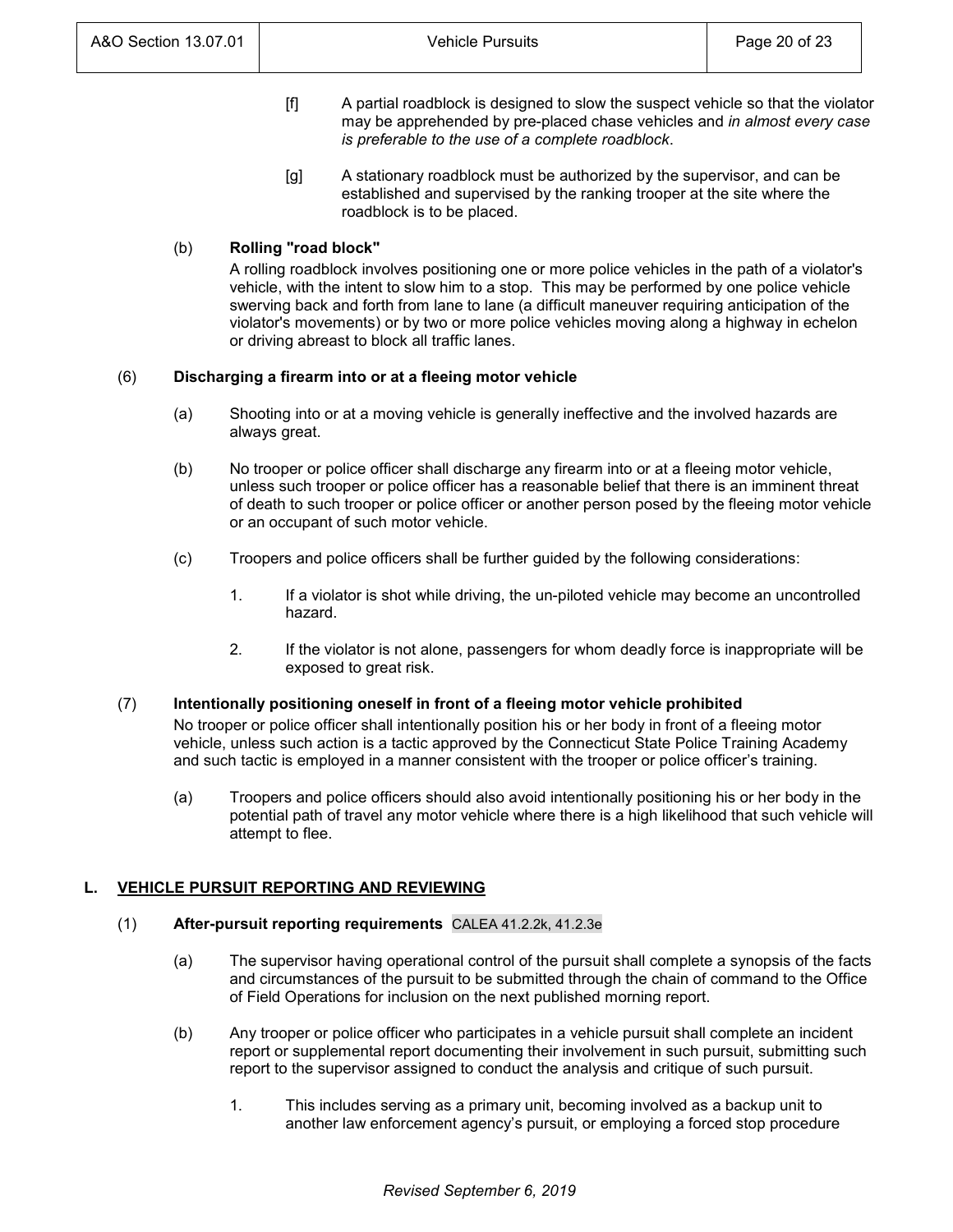[f] A partial roadblock is designed to slow the suspect vehicle so that the violator may be apprehended by pre-placed chase vehicles and *in almost every case is preferable to the use of a complete roadblock*.

[g] A stationary roadblock must be authorized by the supervisor, and can be established and supervised by the ranking trooper at the site where the roadblock is to be placed.

(b) **Rolling "road block"**

A rolling roadblock involves positioning one or more police vehicles in the path of a violator's vehicle, with the intent to slow him to a stop. This may be performed by one police vehicle swerving back and forth from lane to lane (a difficult maneuver requiring anticipation of the violator's movements) or by two or more police vehicles moving along a highway in echelon or driving abreast to block all traffic lanes.

(6) **Discharging a firearm into or at a fleeing motor vehicle**

(a) Shooting into or at a moving vehicle is generally ineffective and the involved hazards are always great.

(b) No trooper or police officer shall discharge any firearm into or at a fleeing motor vehicle, unless such trooper or police officer has a reasonable belief that there is an imminent threat of death to such trooper or police officer or another person posed by the fleeing motor vehicle or an occupant of such motor vehicle.

(c) Troopers and police officers shall be further guided by the following considerations:

1. If a violator is shot while driving, the un-piloted vehicle may become an uncontrolled hazard.

2. If the violator is not alone, passengers for whom deadly force is inappropriate will be exposed to great risk.

(7) **Intentionally positioning oneself in front of a fleeing motor vehicle prohibited**

No trooper or police officer shall intentionally position his or her body in front of a fleeing motor vehicle, unless such action is a tactic approved by the Connecticut State Police Training Academy and such tactic is employed in a manner consistent with the trooper or police officer's training.

(a) Troopers and police officers should also avoid intentionally positioning his or her body in the potential path of travel any motor vehicle where there is a high likelihood that such vehicle will attempt to flee.

## L. VEHICLE PURSUIT REPORTING AND REVIEWING

(1) **After-pursuit reporting requirements** CALEA 41.2.2k, 41.2.3e

(a) The supervisor having operational control of the pursuit shall complete a synopsis of the facts and circumstances of the pursuit to be submitted through the chain of command to the Office of Field Operations for inclusion on the next published morning report.

(b) Any trooper or police officer who participates in a vehicle pursuit shall complete an incident report or supplemental report documenting their involvement in such pursuit, submitting such report to the supervisor assigned to conduct the analysis and critique of such pursuit.

1. This includes serving as a primary unit, becoming involved as a backup unit to another law enforcement agency's pursuit, or employing a forced stop procedure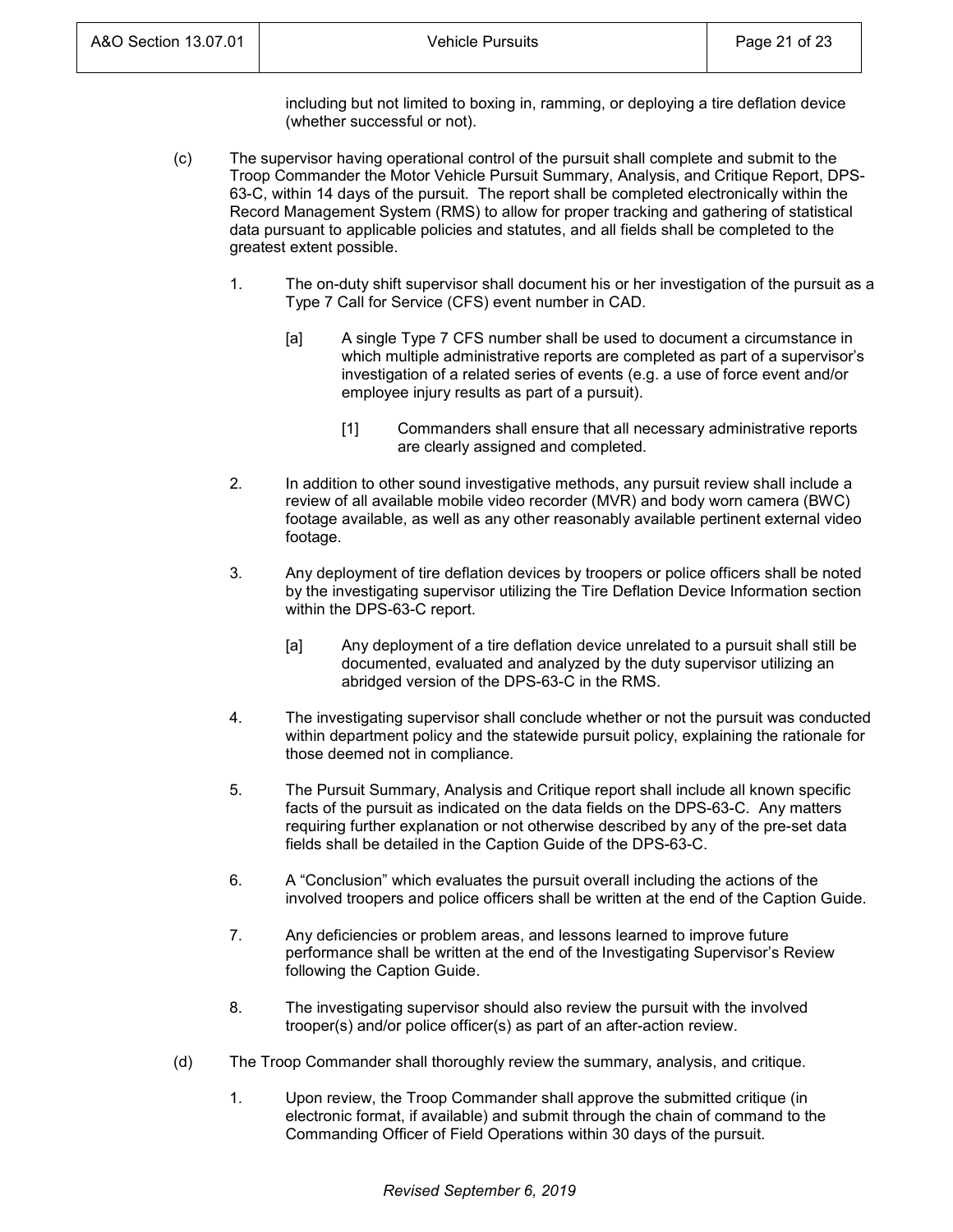including but not limited to boxing in, ramming, or deploying a tire deflation device (whether successful or not).

(c) The supervisor having operational control of the pursuit shall complete and submit to the Troop Commander the Motor Vehicle Pursuit Summary, Analysis, and Critique Report, DPS-63-C, within 14 days of the pursuit. The report shall be completed electronically within the Record Management System (RMS) to allow for proper tracking and gathering of statistical data pursuant to applicable policies and statutes, and all fields shall be completed to the greatest extent possible.

1. The on-duty shift supervisor shall document his or her investigation of the pursuit as a Type 7 Call for Service (CFS) event number in CAD.

    [a] A single Type 7 CFS number shall be used to document a circumstance in which multiple administrative reports are completed as part of a supervisor's investigation of a related series of events (e.g. a use of force event and/or employee injury results as part of a pursuit).

        [1] Commanders shall ensure that all necessary administrative reports are clearly assigned and completed.

2. In addition to other sound investigative methods, any pursuit review shall include a review of all available mobile video recorder (MVR) and body worn camera (BWC) footage available, as well as any other reasonably available pertinent external video footage.

3. Any deployment of tire deflation devices by troopers or police officers shall be noted by the investigating supervisor utilizing the Tire Deflation Device Information section within the DPS-63-C report.

    [a] Any deployment of a tire deflation device unrelated to a pursuit shall still be documented, evaluated and analyzed by the duty supervisor utilizing an abridged version of the DPS-63-C in the RMS.

4. The investigating supervisor shall conclude whether or not the pursuit was conducted within department policy and the statewide pursuit policy, explaining the rationale for those deemed not in compliance.

5. The Pursuit Summary, Analysis and Critique report shall include all known specific facts of the pursuit as indicated on the data fields on the DPS-63-C. Any matters requiring further explanation or not otherwise described by any of the pre-set data fields shall be detailed in the Caption Guide of the DPS-63-C.

6. A "Conclusion" which evaluates the pursuit overall including the actions of the involved troopers and police officers shall be written at the end of the Caption Guide.

7. Any deficiencies or problem areas, and lessons learned to improve future performance shall be written at the end of the Investigating Supervisor's Review following the Caption Guide.

8. The investigating supervisor should also review the pursuit with the involved trooper(s) and/or police officer(s) as part of an after-action review.

(d) The Troop Commander shall thoroughly review the summary, analysis, and critique.

1. Upon review, the Troop Commander shall approve the submitted critique (in electronic format, if available) and submit through the chain of command to the Commanding Officer of Field Operations within 30 days of the pursuit.

*Revised September 6, 2019*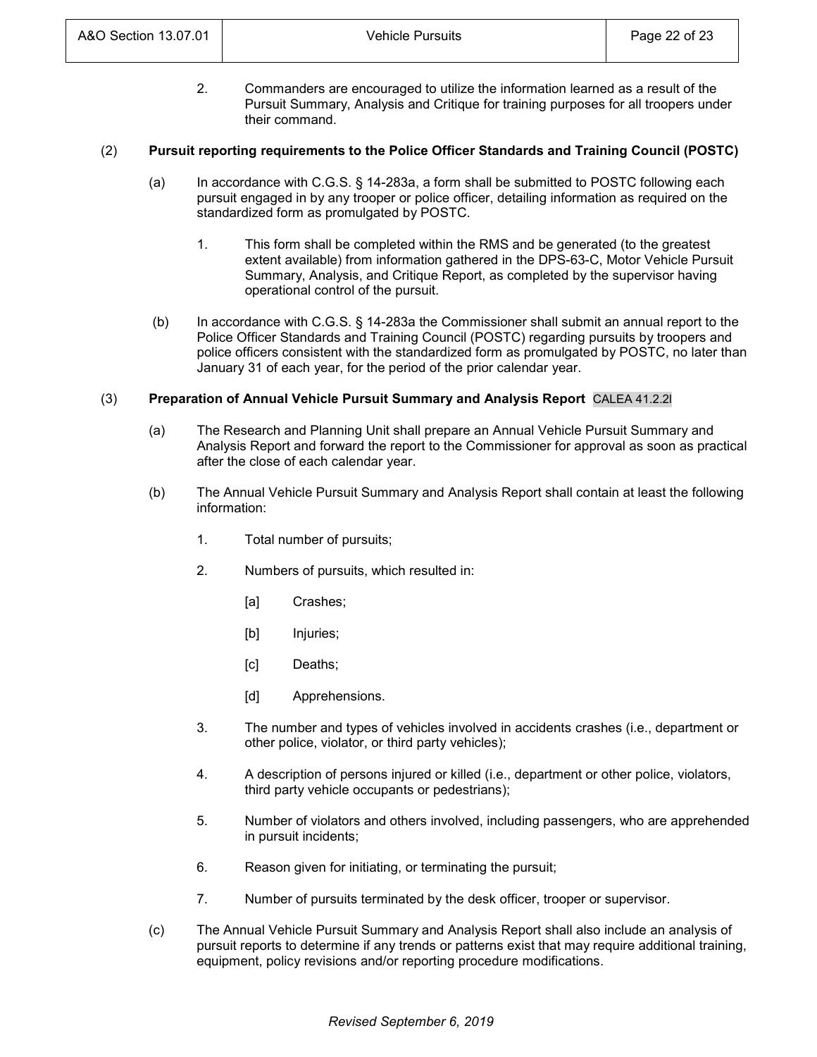2. Commanders are encouraged to utilize the information learned as a result of the Pursuit Summary, Analysis and Critique for training purposes for all troopers under their command.

(2) **Pursuit reporting requirements to the Police Officer Standards and Training Council (POSTC)**

(a) In accordance with C.G.S. § 14-283a, a form shall be submitted to POSTC following each pursuit engaged in by any trooper or police officer, detailing information as required on the standardized form as promulgated by POSTC.

1. This form shall be completed within the RMS and be generated (to the greatest extent available) from information gathered in the DPS-63-C, Motor Vehicle Pursuit Summary, Analysis, and Critique Report, as completed by the supervisor having operational control of the pursuit.

(b) In accordance with C.G.S. § 14-283a the Commissioner shall submit an annual report to the Police Officer Standards and Training Council (POSTC) regarding pursuits by troopers and police officers consistent with the standardized form as promulgated by POSTC, no later than January 31 of each year, for the period of the prior calendar year.

(3) **Preparation of Annual Vehicle Pursuit Summary and Analysis Report** CALEA 41.2.2l

(a) The Research and Planning Unit shall prepare an Annual Vehicle Pursuit Summary and Analysis Report and forward the report to the Commissioner for approval as soon as practical after the close of each calendar year.

(b) The Annual Vehicle Pursuit Summary and Analysis Report shall contain at least the following information:

1. Total number of pursuits;

2. Numbers of pursuits, which resulted in:

   [a] Crashes;

   [b] Injuries;

   [c] Deaths;

   [d] Apprehensions.

3. The number and types of vehicles involved in accidents crashes (i.e., department or other police, violator, or third party vehicles);

4. A description of persons injured or killed (i.e., department or other police, violators, third party vehicle occupants or pedestrians);

5. Number of violators and others involved, including passengers, who are apprehended in pursuit incidents;

6. Reason given for initiating, or terminating the pursuit;

7. Number of pursuits terminated by the desk officer, trooper or supervisor.

(c) The Annual Vehicle Pursuit Summary and Analysis Report shall also include an analysis of pursuit reports to determine if any trends or patterns exist that may require additional training, equipment, policy revisions and/or reporting procedure modifications.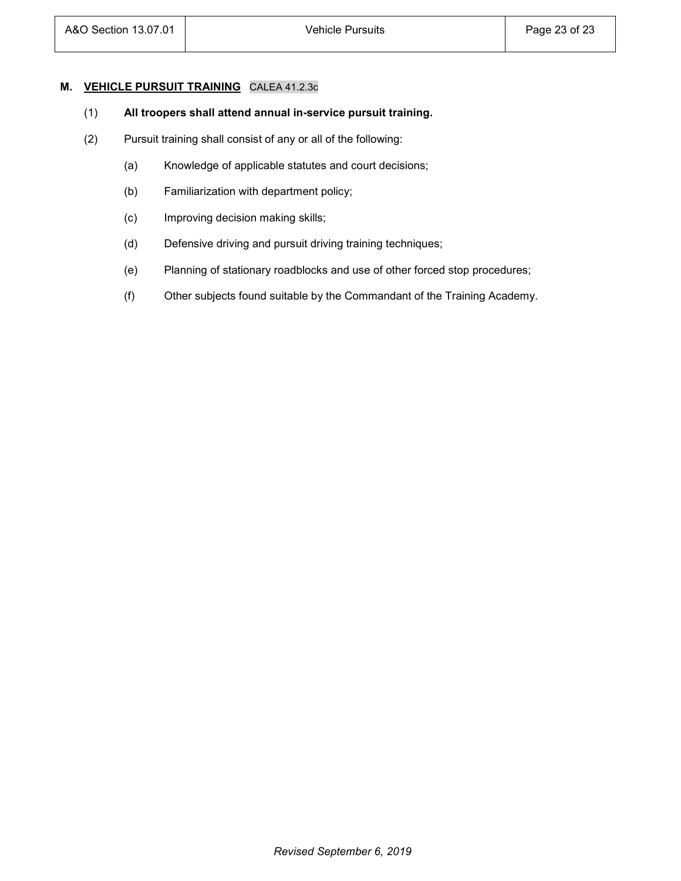**M. <u>VEHICLE PURSUIT TRAINING</u>** CALEA 41.2.3c

(1) **All troopers shall attend annual in-service pursuit training.**

(2) Pursuit training shall consist of any or all of the following:

(a) Knowledge of applicable statutes and court decisions;

(b) Familiarization with department policy;

(c) Improving decision making skills;

(d) Defensive driving and pursuit driving training techniques;

(e) Planning of stationary roadblocks and use of other forced stop procedures;

(f) Other subjects found suitable by the Commandant of the Training Academy.

*Revised September 6, 2019*